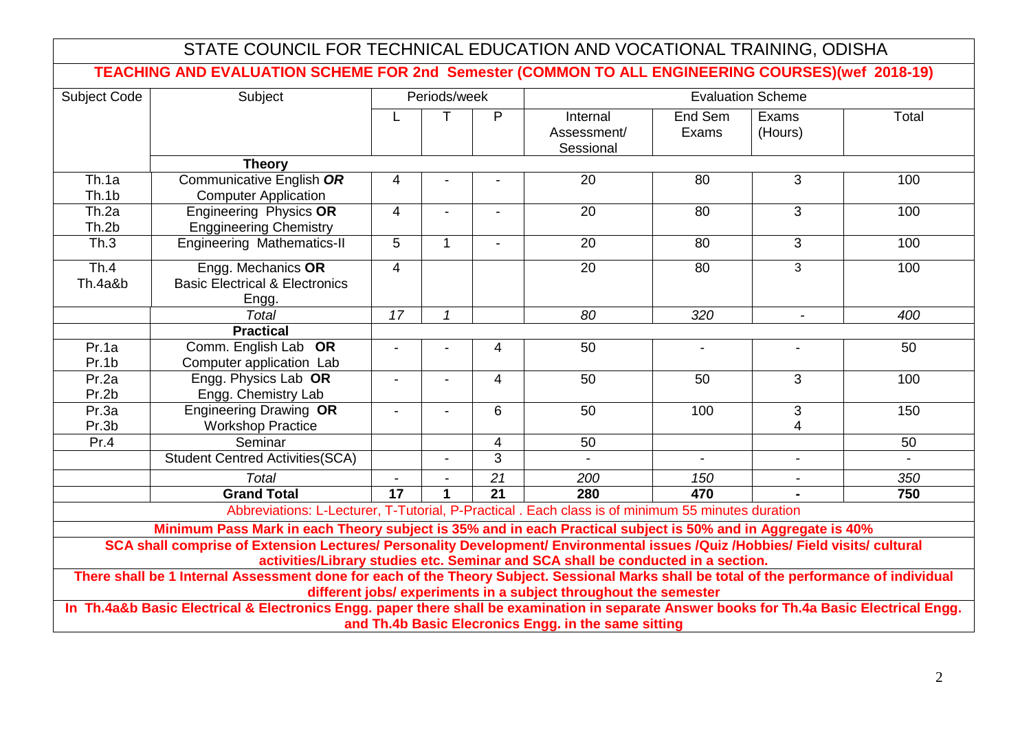# STATE COUNCIL FOR TECHNICAL EDUCATION AND VOCATIONAL TRAINING, ODISHA

## TEACHING AND EVALUATION SCHEME FOR 2nd Semester (COMMON TO ALL ENGINEERING COURSES)(wef 2018-19)

| Subject Code | Subject | Periods/week | | | Evaluation Scheme | | | |
|---|---|---|---|---|---|---|---|---|
| | | L | T | P | Internal Assessment/ Sessional | End Sem Exams | Exams (Hours) | Total |
| | **Theory** | | | | | | | |
| Th.1a<br>Th.1b | Communicative English ***OR***<br>Computer Application | 4 | - | - | 20 | 80 | 3 | 100 |
| Th.2a<br>Th.2b | Engineering Physics **OR**<br>Enggineering Chemistry | 4 | - | - | 20 | 80 | 3 | 100 |
| Th.3 | Engineering Mathematics-II | 5 | 1 | - | 20 | 80 | 3 | 100 |
| Th.4<br>Th.4a&b | Engg. Mechanics **OR**<br>Basic Electrical & Electronics Engg. | 4 | | | 20 | 80 | 3 | 100 |
| | *Total* | *17* | *1* | | *80* | *320* | - | *400* |
| | **Practical** | | | | | | | |
| Pr.1a<br>Pr.1b | Comm. English Lab **OR**<br>Computer application Lab | - | - | 4 | 50 | - | - | 50 |
| Pr.2a<br>Pr.2b | Engg. Physics Lab **OR**<br>Engg. Chemistry Lab | - | - | 4 | 50 | 50 | 3 | 100 |
| Pr.3a<br>Pr.3b | Engineering Drawing **OR**<br>Workshop Practice | - | - | 6 | 50 | 100 | 3<br>4 | 150 |
| Pr.4 | Seminar | | | 4 | 50 | | | 50 |
| | Student Centred Activities(SCA) | | - | 3 | - | - | - | - |
| | *Total* | - | - | *21* | *200* | *150* | - | *350* |
| | **Grand Total** | **17** | **1** | **21** | **280** | **470** | **-** | **750** |

Abbreviations: L-Lecturer, T-Tutorial, P-Practical . Each class is of minimum 55 minutes duration

**Minimum Pass Mark in each Theory subject is 35% and in each Practical subject is 50% and in Aggregate is 40%**

**SCA shall comprise of Extension Lectures/ Personality Development/ Environmental issues /Quiz /Hobbies/ Field visits/ cultural activities/Library studies etc. Seminar and SCA shall be conducted in a section.**

**There shall be 1 Internal Assessment done for each of the Theory Subject. Sessional Marks shall be total of the performance of individual different jobs/ experiments in a subject throughout the semester**

**In Th.4a&b Basic Electrical & Electronics Engg. paper there shall be examination in separate Answer books for Th.4a Basic Electrical Engg. and Th.4b Basic Elecronics Engg. in the same sitting**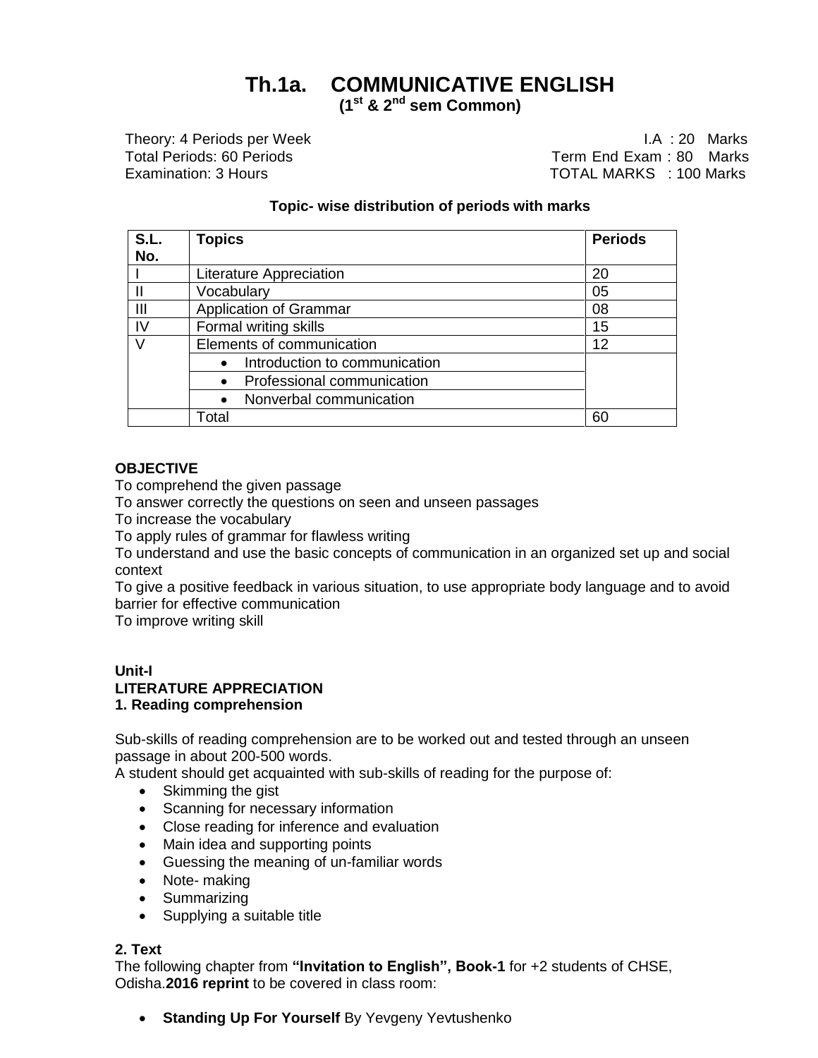# Th.1a. COMMUNICATIVE ENGLISH

**($1^{st}$ & $2^{nd}$ sem Common)**

| | |
|---|---|
| Theory: 4 Periods per Week | I.A : 20 Marks |
| Total Periods: 60 Periods | Term End Exam : 80 Marks |
| Examination: 3 Hours | TOTAL MARKS : 100 Marks |

**Topic- wise distribution of periods with marks**

| S.L. No. | Topics | Periods |
|---|---|---|
| I | Literature Appreciation | 20 |
| II | Vocabulary | 05 |
| III | Application of Grammar | 08 |
| IV | Formal writing skills | 15 |
| V | Elements of communication | 12 |
| | • Introduction to communication | |
| | • Professional communication | |
| | • Nonverbal communication | |
| | Total | 60 |

**OBJECTIVE**

To comprehend the given passage
To answer correctly the questions on seen and unseen passages
To increase the vocabulary
To apply rules of grammar for flawless writing
To understand and use the basic concepts of communication in an organized set up and social context
To give a positive feedback in various situation, to use appropriate body language and to avoid barrier for effective communication
To improve writing skill

**Unit-I**
**LITERATURE APPRECIATION**
**1. Reading comprehension**

Sub-skills of reading comprehension are to be worked out and tested through an unseen passage in about 200-500 words.
A student should get acquainted with sub-skills of reading for the purpose of:

- Skimming the gist
- Scanning for necessary information
- Close reading for inference and evaluation
- Main idea and supporting points
- Guessing the meaning of un-familiar words
- Note- making
- Summarizing
- Supplying a suitable title

**2. Text**

The following chapter from **"Invitation to English", Book-1** for +2 students of CHSE, Odisha.**2016 reprint** to be covered in class room:

- **Standing Up For Yourself** By Yevgeny Yevtushenko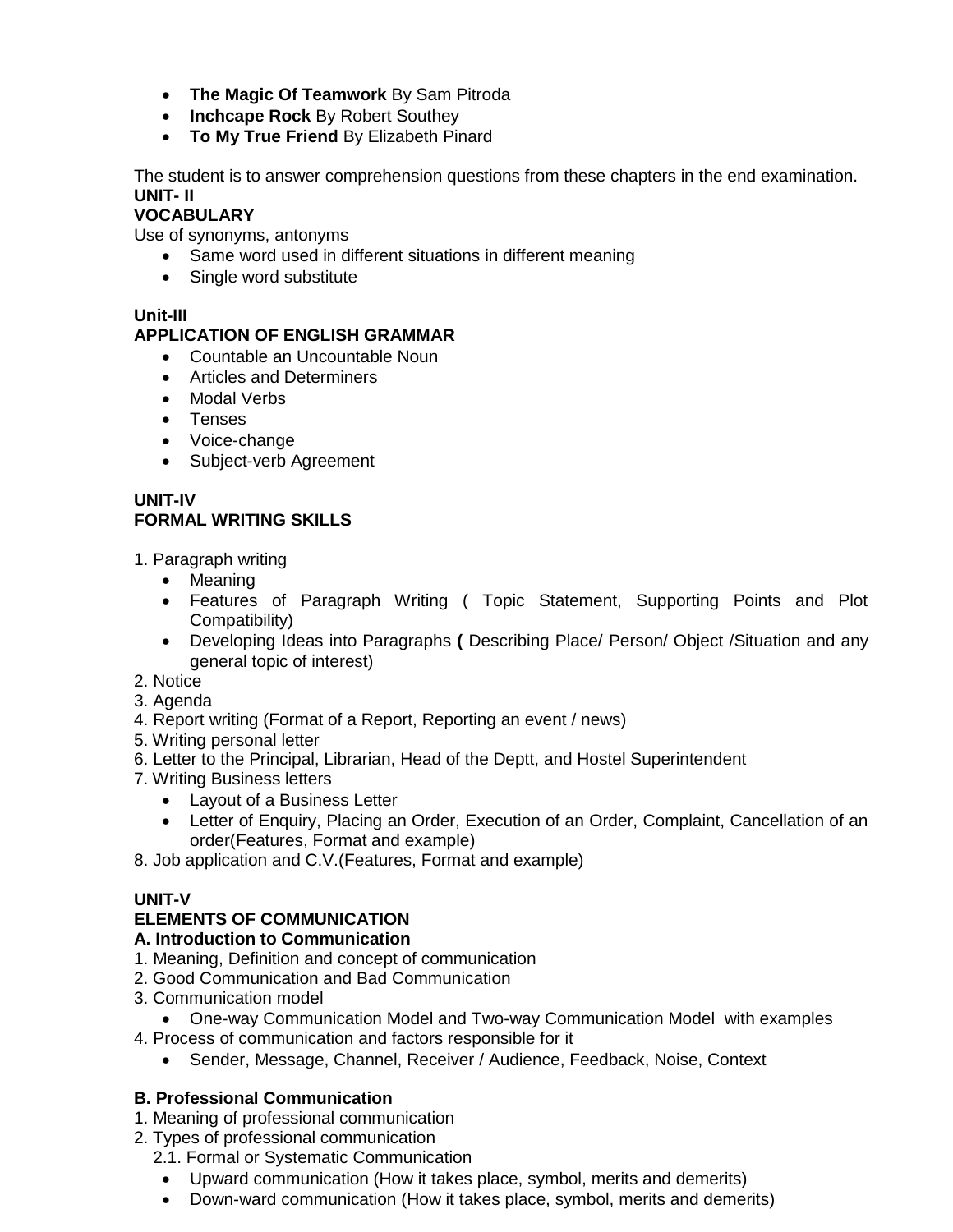- **The Magic Of Teamwork** By Sam Pitroda
- **Inchcape Rock** By Robert Southey
- **To My True Friend** By Elizabeth Pinard

The student is to answer comprehension questions from these chapters in the end examination.

**UNIT- II**

**VOCABULARY**

Use of synonyms, antonyms

- Same word used in different situations in different meaning
- Single word substitute

**Unit-III**

**APPLICATION OF ENGLISH GRAMMAR**

- Countable an Uncountable Noun
- Articles and Determiners
- Modal Verbs
- Tenses
- Voice-change
- Subject-verb Agreement

**UNIT-IV**

**FORMAL WRITING SKILLS**

1. Paragraph writing
   - Meaning
   - Features of Paragraph Writing ( Topic Statement, Supporting Points and Plot Compatibility)
   - Developing Ideas into Paragraphs **(** Describing Place/ Person/ Object /Situation and any general topic of interest)
2. Notice
3. Agenda
4. Report writing (Format of a Report, Reporting an event / news)
5. Writing personal letter
6. Letter to the Principal, Librarian, Head of the Deptt, and Hostel Superintendent
7. Writing Business letters
   - Layout of a Business Letter
   - Letter of Enquiry, Placing an Order, Execution of an Order, Complaint, Cancellation of an order(Features, Format and example)
8. Job application and C.V.(Features, Format and example)

**UNIT-V**

**ELEMENTS OF COMMUNICATION**

**A. Introduction to Communication**

1. Meaning, Definition and concept of communication
2. Good Communication and Bad Communication
3. Communication model
   - One-way Communication Model and Two-way Communication Model with examples
4. Process of communication and factors responsible for it
   - Sender, Message, Channel, Receiver / Audience, Feedback, Noise, Context

**B. Professional Communication**

1. Meaning of professional communication
2. Types of professional communication

   2.1. Formal or Systematic Communication
   - Upward communication (How it takes place, symbol, merits and demerits)
   - Down-ward communication (How it takes place, symbol, merits and demerits)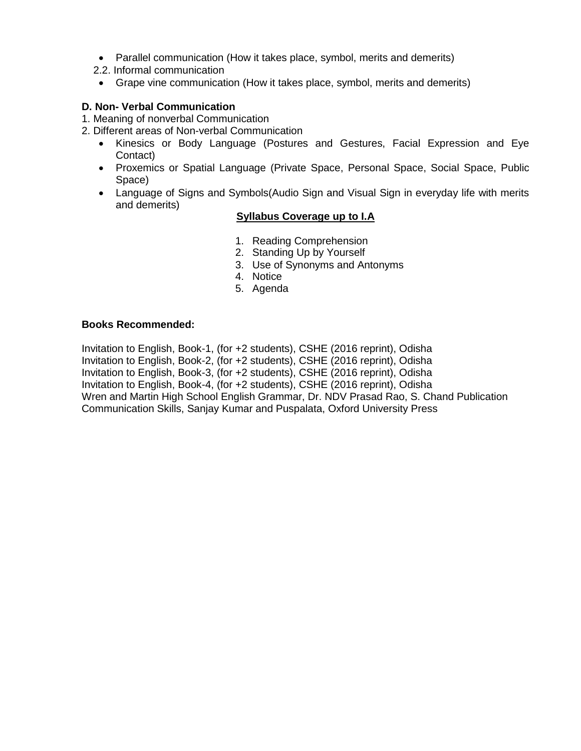- Parallel communication (How it takes place, symbol, merits and demerits)

2.2. Informal communication

- Grape vine communication (How it takes place, symbol, merits and demerits)

**D. Non- Verbal Communication**

1. Meaning of nonverbal Communication
2. Different areas of Non-verbal Communication
   - Kinesics or Body Language (Postures and Gestures, Facial Expression and Eye Contact)
   - Proxemics or Spatial Language (Private Space, Personal Space, Social Space, Public Space)
   - Language of Signs and Symbols(Audio Sign and Visual Sign in everyday life with merits and demerits)

**Syllabus Coverage up to I.A**

1. Reading Comprehension
2. Standing Up by Yourself
3. Use of Synonyms and Antonyms
4. Notice
5. Agenda

**Books Recommended:**

Invitation to English, Book-1, (for +2 students), CSHE (2016 reprint), Odisha
Invitation to English, Book-2, (for +2 students), CSHE (2016 reprint), Odisha
Invitation to English, Book-3, (for +2 students), CSHE (2016 reprint), Odisha
Invitation to English, Book-4, (for +2 students), CSHE (2016 reprint), Odisha
Wren and Martin High School English Grammar, Dr. NDV Prasad Rao, S. Chand Publication
Communication Skills, Sanjay Kumar and Puspalata, Oxford University Press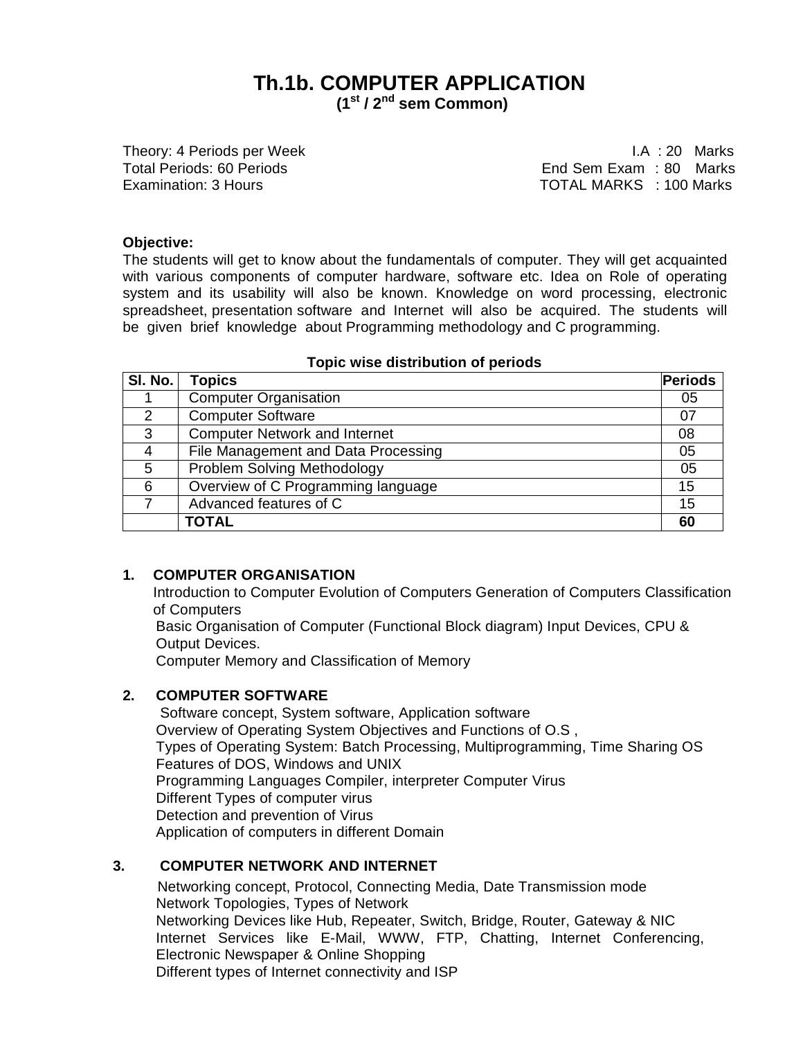# Th.1b. COMPUTER APPLICATION

**(1st / 2nd sem Common)**

Theory: 4 Periods per Week — I.A : 20 Marks
Total Periods: 60 Periods — End Sem Exam : 80 Marks
Examination: 3 Hours — TOTAL MARKS : 100 Marks

**Objective:**

The students will get to know about the fundamentals of computer. They will get acquainted with various components of computer hardware, software etc. Idea on Role of operating system and its usability will also be known. Knowledge on word processing, electronic spreadsheet, presentation software and Internet will also be acquired. The students will be given brief knowledge about Programming methodology and C programming.

**Topic wise distribution of periods**

| Sl. No. | Topics | Periods |
|---|---|---|
| 1 | Computer Organisation | 05 |
| 2 | Computer Software | 07 |
| 3 | Computer Network and Internet | 08 |
| 4 | File Management and Data Processing | 05 |
| 5 | Problem Solving Methodology | 05 |
| 6 | Overview of C Programming language | 15 |
| 7 | Advanced features of C | 15 |
| | **TOTAL** | **60** |

## 1. COMPUTER ORGANISATION

Introduction to Computer Evolution of Computers Generation of Computers Classification of Computers

Basic Organisation of Computer (Functional Block diagram) Input Devices, CPU & Output Devices.

Computer Memory and Classification of Memory

## 2. COMPUTER SOFTWARE

Software concept, System software, Application software

Overview of Operating System Objectives and Functions of O.S ,

Types of Operating System: Batch Processing, Multiprogramming, Time Sharing OS

Features of DOS, Windows and UNIX

Programming Languages Compiler, interpreter Computer Virus

Different Types of computer virus

Detection and prevention of Virus

Application of computers in different Domain

## 3. COMPUTER NETWORK AND INTERNET

Networking concept, Protocol, Connecting Media, Date Transmission mode

Network Topologies, Types of Network

Networking Devices like Hub, Repeater, Switch, Bridge, Router, Gateway & NIC

Internet Services like E-Mail, WWW, FTP, Chatting, Internet Conferencing, Electronic Newspaper & Online Shopping

Different types of Internet connectivity and ISP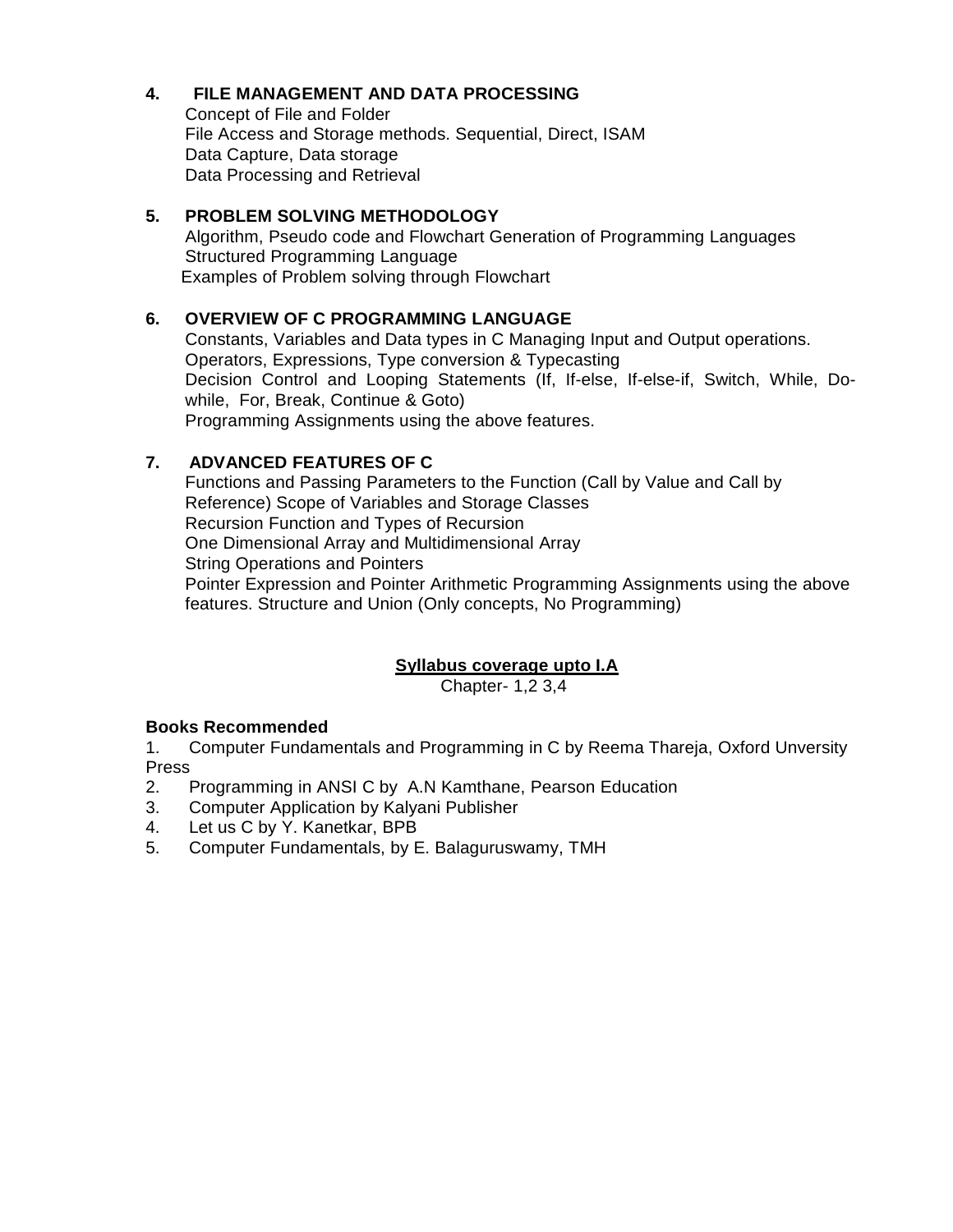**4. FILE MANAGEMENT AND DATA PROCESSING**

Concept of File and Folder
File Access and Storage methods. Sequential, Direct, ISAM
Data Capture, Data storage
Data Processing and Retrieval

**5. PROBLEM SOLVING METHODOLOGY**

Algorithm, Pseudo code and Flowchart Generation of Programming Languages
Structured Programming Language
Examples of Problem solving through Flowchart

**6. OVERVIEW OF C PROGRAMMING LANGUAGE**

Constants, Variables and Data types in C Managing Input and Output operations.
Operators, Expressions, Type conversion & Typecasting
Decision Control and Looping Statements (If, If-else, If-else-if, Switch, While, Do-while, For, Break, Continue & Goto)
Programming Assignments using the above features.

**7. ADVANCED FEATURES OF C**

Functions and Passing Parameters to the Function (Call by Value and Call by Reference) Scope of Variables and Storage Classes
Recursion Function and Types of Recursion
One Dimensional Array and Multidimensional Array
String Operations and Pointers
Pointer Expression and Pointer Arithmetic Programming Assignments using the above features. Structure and Union (Only concepts, No Programming)

**Syllabus coverage upto I.A**

Chapter- 1,2 3,4

**Books Recommended**

1. Computer Fundamentals and Programming in C by Reema Thareja, Oxford Unversity Press
2. Programming in ANSI C by A.N Kamthane, Pearson Education
3. Computer Application by Kalyani Publisher
4. Let us C by Y. Kanetkar, BPB
5. Computer Fundamentals, by E. Balaguruswamy, TMH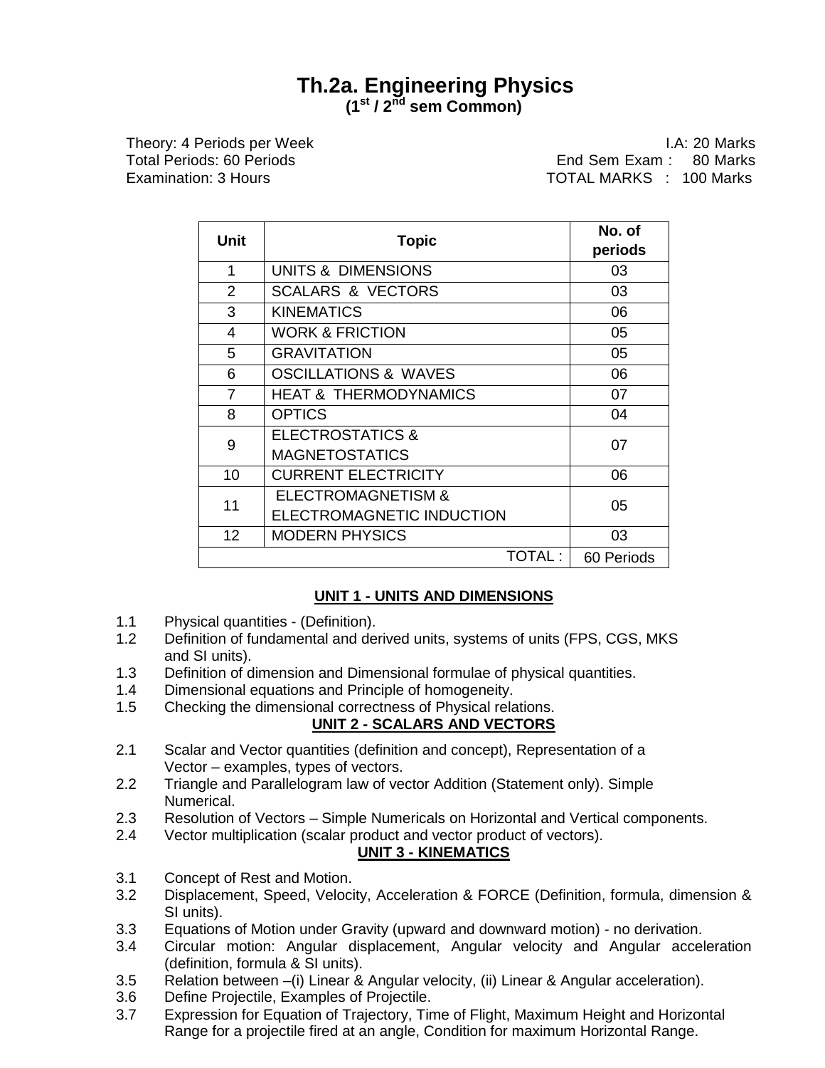# Th.2a. Engineering Physics
**($1^{st}$ / $2^{nd}$ sem Common)**

Theory: 4 Periods per Week — I.A: 20 Marks
Total Periods: 60 Periods — End Sem Exam : 80 Marks
Examination: 3 Hours — TOTAL MARKS : 100 Marks

| Unit | Topic | No. of periods |
|---|---|---|
| 1 | UNITS & DIMENSIONS | 03 |
| 2 | SCALARS & VECTORS | 03 |
| 3 | KINEMATICS | 06 |
| 4 | WORK & FRICTION | 05 |
| 5 | GRAVITATION | 05 |
| 6 | OSCILLATIONS & WAVES | 06 |
| 7 | HEAT & THERMODYNAMICS | 07 |
| 8 | OPTICS | 04 |
| 9 | ELECTROSTATICS & MAGNETOSTATICS | 07 |
| 10 | CURRENT ELECTRICITY | 06 |
| 11 | ELECTROMAGNETISM & ELECTROMAGNETIC INDUCTION | 05 |
| 12 | MODERN PHYSICS | 03 |
| | TOTAL : | 60 Periods |

## UNIT 1 - UNITS AND DIMENSIONS

1.1 Physical quantities - (Definition).
1.2 Definition of fundamental and derived units, systems of units (FPS, CGS, MKS and SI units).
1.3 Definition of dimension and Dimensional formulae of physical quantities.
1.4 Dimensional equations and Principle of homogeneity.
1.5 Checking the dimensional correctness of Physical relations.

## UNIT 2 - SCALARS AND VECTORS

2.1 Scalar and Vector quantities (definition and concept), Representation of a Vector – examples, types of vectors.
2.2 Triangle and Parallelogram law of vector Addition (Statement only). Simple Numerical.
2.3 Resolution of Vectors – Simple Numericals on Horizontal and Vertical components.
2.4 Vector multiplication (scalar product and vector product of vectors).

## UNIT 3 - KINEMATICS

3.1 Concept of Rest and Motion.
3.2 Displacement, Speed, Velocity, Acceleration & FORCE (Definition, formula, dimension & SI units).
3.3 Equations of Motion under Gravity (upward and downward motion) - no derivation.
3.4 Circular motion: Angular displacement, Angular velocity and Angular acceleration (definition, formula & SI units).
3.5 Relation between –(i) Linear & Angular velocity, (ii) Linear & Angular acceleration).
3.6 Define Projectile, Examples of Projectile.
3.7 Expression for Equation of Trajectory, Time of Flight, Maximum Height and Horizontal Range for a projectile fired at an angle, Condition for maximum Horizontal Range.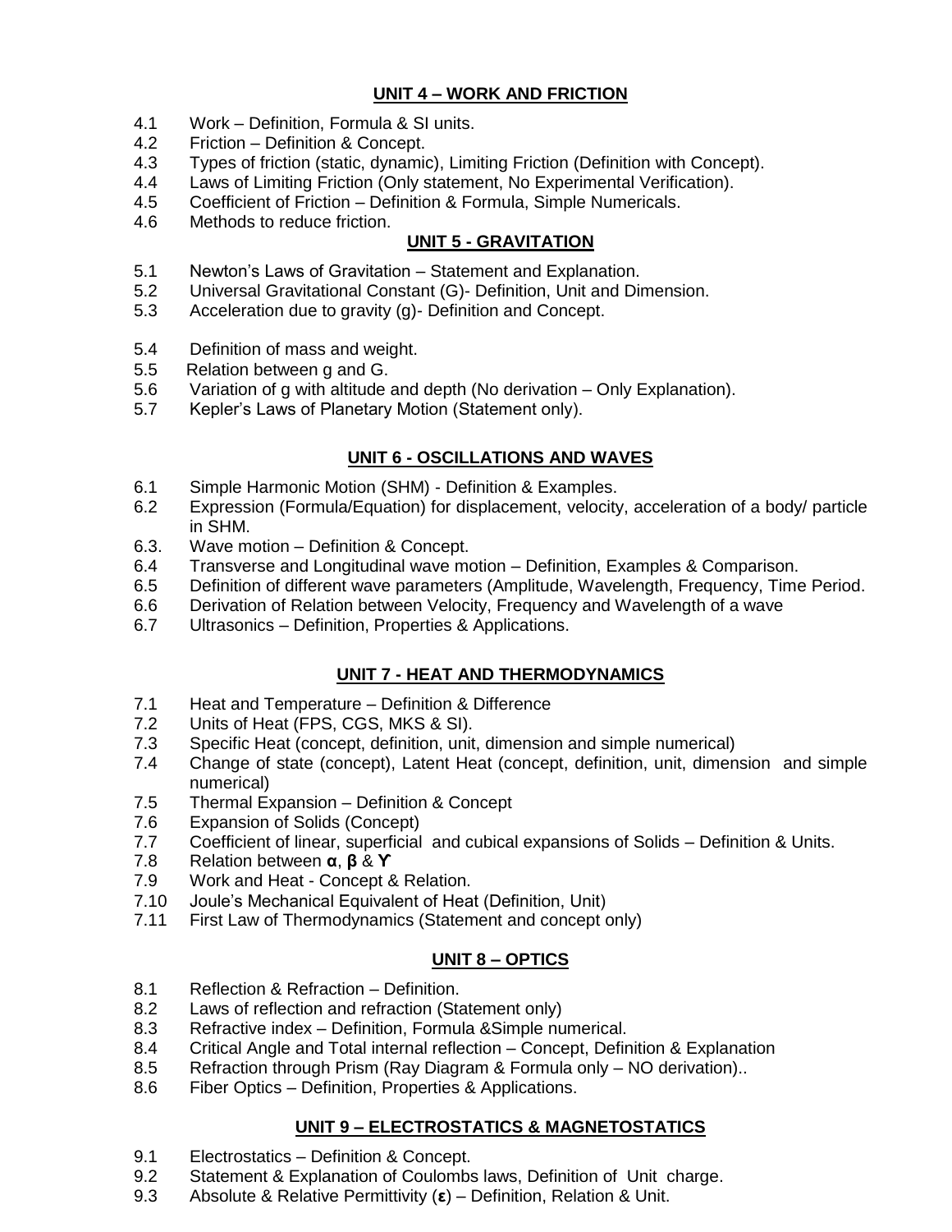## UNIT 4 – WORK AND FRICTION

4.1 Work – Definition, Formula & SI units.
4.2 Friction – Definition & Concept.
4.3 Types of friction (static, dynamic), Limiting Friction (Definition with Concept).
4.4 Laws of Limiting Friction (Only statement, No Experimental Verification).
4.5 Coefficient of Friction – Definition & Formula, Simple Numericals.
4.6 Methods to reduce friction.

## UNIT 5 - GRAVITATION

5.1 Newton's Laws of Gravitation – Statement and Explanation.
5.2 Universal Gravitational Constant (G)- Definition, Unit and Dimension.
5.3 Acceleration due to gravity (g)- Definition and Concept.
5.4 Definition of mass and weight.
5.5 Relation between g and G.
5.6 Variation of g with altitude and depth (No derivation – Only Explanation).
5.7 Kepler's Laws of Planetary Motion (Statement only).

## UNIT 6 - OSCILLATIONS AND WAVES

6.1 Simple Harmonic Motion (SHM) - Definition & Examples.
6.2 Expression (Formula/Equation) for displacement, velocity, acceleration of a body/ particle in SHM.
6.3. Wave motion – Definition & Concept.
6.4 Transverse and Longitudinal wave motion – Definition, Examples & Comparison.
6.5 Definition of different wave parameters (Amplitude, Wavelength, Frequency, Time Period.
6.6 Derivation of Relation between Velocity, Frequency and Wavelength of a wave
6.7 Ultrasonics – Definition, Properties & Applications.

## UNIT 7 - HEAT AND THERMODYNAMICS

7.1 Heat and Temperature – Definition & Difference
7.2 Units of Heat (FPS, CGS, MKS & SI).
7.3 Specific Heat (concept, definition, unit, dimension and simple numerical)
7.4 Change of state (concept), Latent Heat (concept, definition, unit, dimension and simple numerical)
7.5 Thermal Expansion – Definition & Concept
7.6 Expansion of Solids (Concept)
7.7 Coefficient of linear, superficial and cubical expansions of Solids – Definition & Units.
7.8 Relation between **$\alpha$**, **$\beta$** & **$\gamma$**
7.9 Work and Heat - Concept & Relation.
7.10 Joule's Mechanical Equivalent of Heat (Definition, Unit)
7.11 First Law of Thermodynamics (Statement and concept only)

## UNIT 8 – OPTICS

8.1 Reflection & Refraction – Definition.
8.2 Laws of reflection and refraction (Statement only)
8.3 Refractive index – Definition, Formula &Simple numerical.
8.4 Critical Angle and Total internal reflection – Concept, Definition & Explanation
8.5 Refraction through Prism (Ray Diagram & Formula only – NO derivation)..
8.6 Fiber Optics – Definition, Properties & Applications.

## UNIT 9 – ELECTROSTATICS & MAGNETOSTATICS

9.1 Electrostatics – Definition & Concept.
9.2 Statement & Explanation of Coulombs laws, Definition of Unit charge.
9.3 Absolute & Relative Permittivity (**$\varepsilon$**) – Definition, Relation & Unit.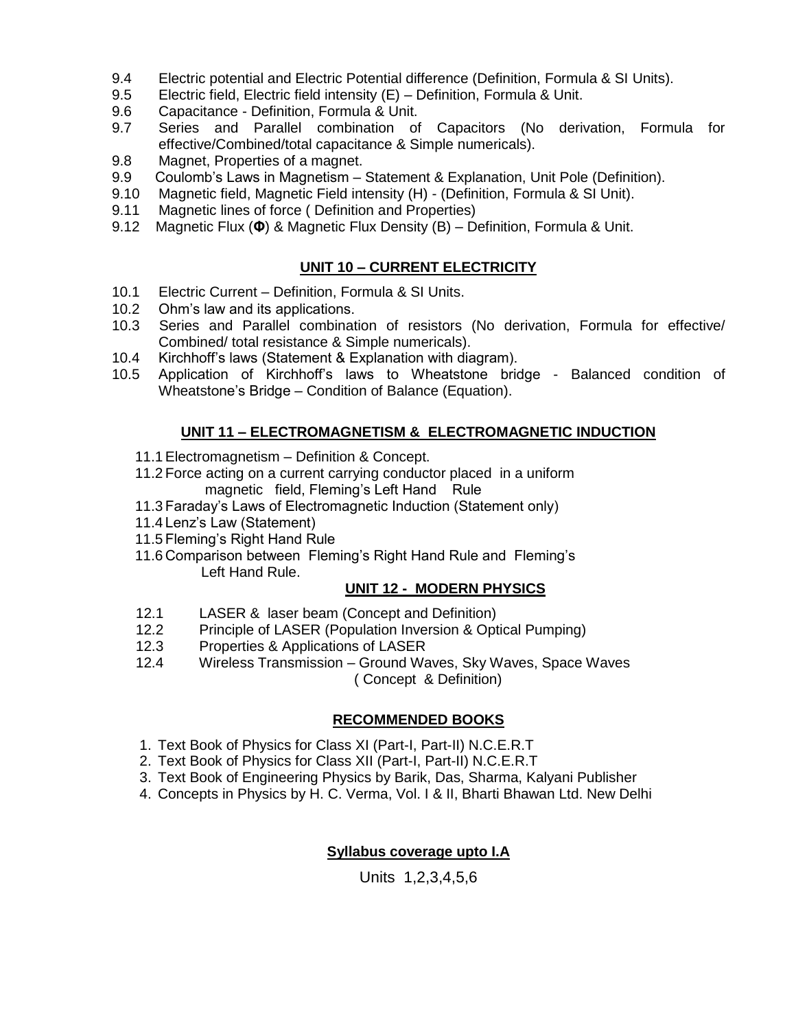9.4 Electric potential and Electric Potential difference (Definition, Formula & SI Units).
9.5 Electric field, Electric field intensity (E) – Definition, Formula & Unit.
9.6 Capacitance - Definition, Formula & Unit.
9.7 Series and Parallel combination of Capacitors (No derivation, Formula for effective/Combined/total capacitance & Simple numericals).
9.8 Magnet, Properties of a magnet.
9.9 Coulomb's Laws in Magnetism – Statement & Explanation, Unit Pole (Definition).
9.10 Magnetic field, Magnetic Field intensity (H) - (Definition, Formula & SI Unit).
9.11 Magnetic lines of force ( Definition and Properties)
9.12 Magnetic Flux (**Φ**) & Magnetic Flux Density (B) – Definition, Formula & Unit.

## UNIT 10 – CURRENT ELECTRICITY

10.1 Electric Current – Definition, Formula & SI Units.
10.2 Ohm's law and its applications.
10.3 Series and Parallel combination of resistors (No derivation, Formula for effective/ Combined/ total resistance & Simple numericals).
10.4 Kirchhoff's laws (Statement & Explanation with diagram).
10.5 Application of Kirchhoff's laws to Wheatstone bridge - Balanced condition of Wheatstone's Bridge – Condition of Balance (Equation).

## UNIT 11 – ELECTROMAGNETISM & ELECTROMAGNETIC INDUCTION

11.1 Electromagnetism – Definition & Concept.
11.2 Force acting on a current carrying conductor placed in a uniform magnetic field, Fleming's Left Hand Rule
11.3 Faraday's Laws of Electromagnetic Induction (Statement only)
11.4 Lenz's Law (Statement)
11.5 Fleming's Right Hand Rule
11.6 Comparison between Fleming's Right Hand Rule and Fleming's Left Hand Rule.

## UNIT 12 - MODERN PHYSICS

12.1 LASER & laser beam (Concept and Definition)
12.2 Principle of LASER (Population Inversion & Optical Pumping)
12.3 Properties & Applications of LASER
12.4 Wireless Transmission – Ground Waves, Sky Waves, Space Waves ( Concept & Definition)

## RECOMMENDED BOOKS

1. Text Book of Physics for Class XI (Part-I, Part-II) N.C.E.R.T
2. Text Book of Physics for Class XII (Part-I, Part-II) N.C.E.R.T
3. Text Book of Engineering Physics by Barik, Das, Sharma, Kalyani Publisher
4. Concepts in Physics by H. C. Verma, Vol. I & II, Bharti Bhawan Ltd. New Delhi

## Syllabus coverage upto I.A

Units 1,2,3,4,5,6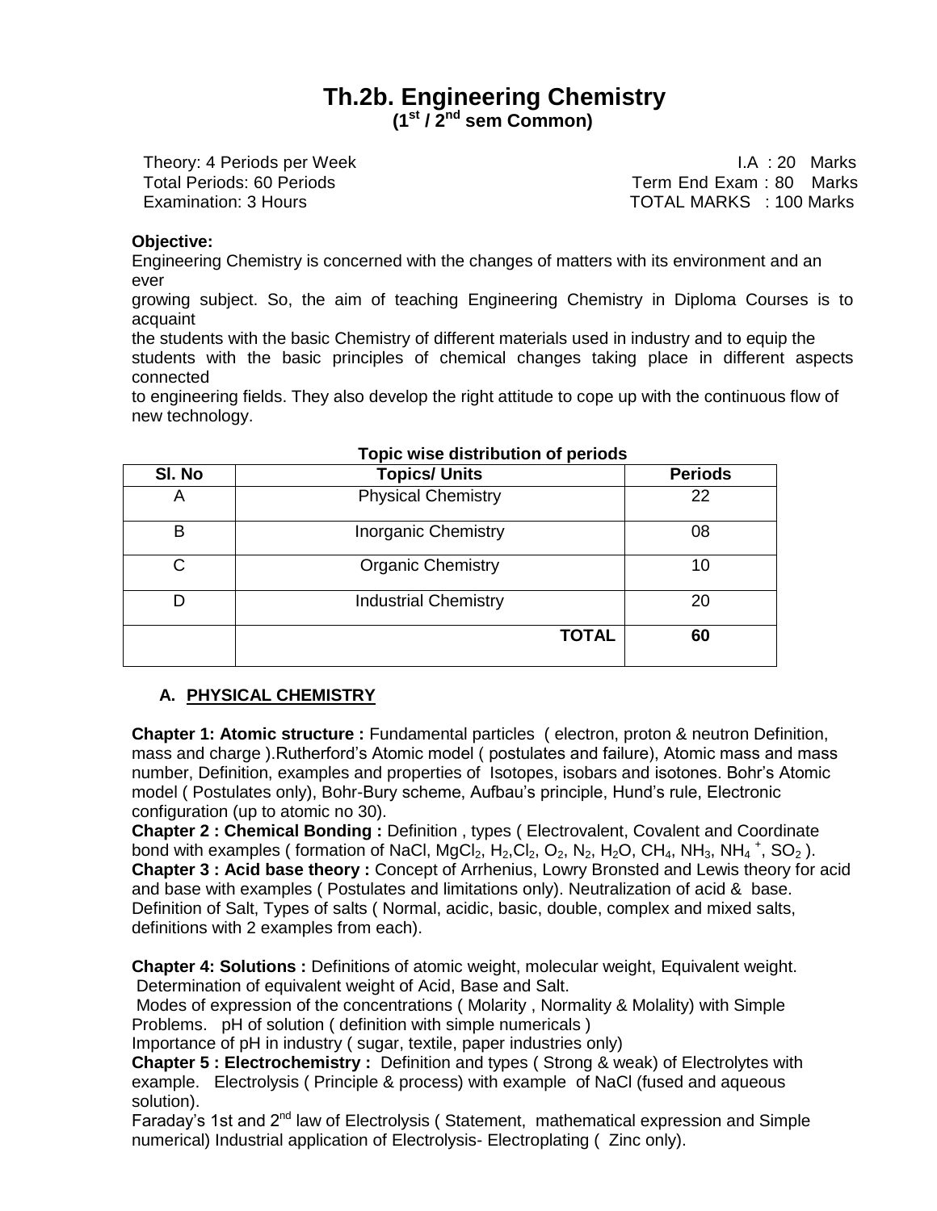# Th.2b. Engineering Chemistry

**(1st / 2nd sem Common)**

Theory: 4 Periods per Week — I.A : 20 Marks
Total Periods: 60 Periods — Term End Exam : 80 Marks
Examination: 3 Hours — TOTAL MARKS : 100 Marks

**Objective:**

Engineering Chemistry is concerned with the changes of matters with its environment and an ever growing subject. So, the aim of teaching Engineering Chemistry in Diploma Courses is to acquaint the students with the basic Chemistry of different materials used in industry and to equip the students with the basic principles of chemical changes taking place in different aspects connected to engineering fields. They also develop the right attitude to cope up with the continuous flow of new technology.

**Topic wise distribution of periods**

| Sl. No | Topics/ Units | Periods |
|---|---|---|
| A | Physical Chemistry | 22 |
| B | Inorganic Chemistry | 08 |
| C | Organic Chemistry | 10 |
| D | Industrial Chemistry | 20 |
| | **TOTAL** | **60** |

## A. PHYSICAL CHEMISTRY

**Chapter 1: Atomic structure :** Fundamental particles ( electron, proton & neutron Definition, mass and charge ).Rutherford's Atomic model ( postulates and failure), Atomic mass and mass number, Definition, examples and properties of Isotopes, isobars and isotones. Bohr's Atomic model ( Postulates only), Bohr-Bury scheme, Aufbau's principle, Hund's rule, Electronic configuration (up to atomic no 30).

**Chapter 2 : Chemical Bonding :** Definition , types ( Electrovalent, Covalent and Coordinate bond with examples ( formation of NaCl, $MgCl_2$, $H_2$,$Cl_2$, $O_2$, $N_2$, $H_2O$, $CH_4$, $NH_3$, $NH_4^+$, $SO_2$ ).

**Chapter 3 : Acid base theory :** Concept of Arrhenius, Lowry Bronsted and Lewis theory for acid and base with examples ( Postulates and limitations only). Neutralization of acid & base. Definition of Salt, Types of salts ( Normal, acidic, basic, double, complex and mixed salts, definitions with 2 examples from each).

**Chapter 4: Solutions :** Definitions of atomic weight, molecular weight, Equivalent weight. Determination of equivalent weight of Acid, Base and Salt.
Modes of expression of the concentrations ( Molarity , Normality & Molality) with Simple Problems. pH of solution ( definition with simple numericals )
Importance of pH in industry ( sugar, textile, paper industries only)

**Chapter 5 : Electrochemistry :** Definition and types ( Strong & weak) of Electrolytes with example. Electrolysis ( Principle & process) with example of NaCl (fused and aqueous solution).
Faraday's 1st and 2nd law of Electrolysis ( Statement, mathematical expression and Simple numerical) Industrial application of Electrolysis- Electroplating ( Zinc only).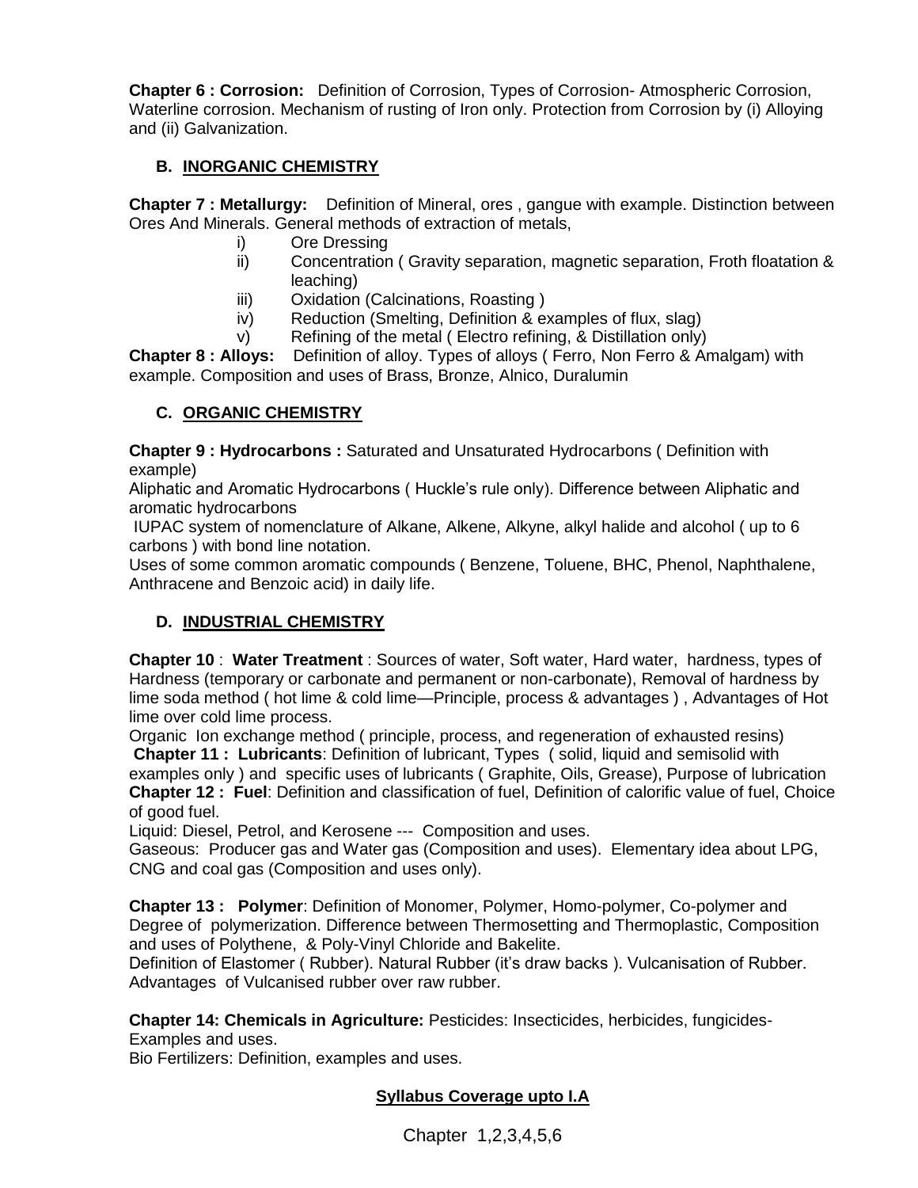**Chapter 6 : Corrosion:** Definition of Corrosion, Types of Corrosion- Atmospheric Corrosion, Waterline corrosion. Mechanism of rusting of Iron only. Protection from Corrosion by (i) Alloying and (ii) Galvanization.

## B. INORGANIC CHEMISTRY

**Chapter 7 : Metallurgy:** Definition of Mineral, ores , gangue with example. Distinction between Ores And Minerals. General methods of extraction of metals,

i) Ore Dressing
ii) Concentration ( Gravity separation, magnetic separation, Froth floatation & leaching)
iii) Oxidation (Calcinations, Roasting )
iv) Reduction (Smelting, Definition & examples of flux, slag)
v) Refining of the metal ( Electro refining, & Distillation only)

**Chapter 8 : Alloys:** Definition of alloy. Types of alloys ( Ferro, Non Ferro & Amalgam) with example. Composition and uses of Brass, Bronze, Alnico, Duralumin

## C. ORGANIC CHEMISTRY

**Chapter 9 : Hydrocarbons :** Saturated and Unsaturated Hydrocarbons ( Definition with example)

Aliphatic and Aromatic Hydrocarbons ( Huckle's rule only). Difference between Aliphatic and aromatic hydrocarbons

IUPAC system of nomenclature of Alkane, Alkene, Alkyne, alkyl halide and alcohol ( up to 6 carbons ) with bond line notation.

Uses of some common aromatic compounds ( Benzene, Toluene, BHC, Phenol, Naphthalene, Anthracene and Benzoic acid) in daily life.

## D. INDUSTRIAL CHEMISTRY

**Chapter 10** : **Water Treatment** : Sources of water, Soft water, Hard water, hardness, types of Hardness (temporary or carbonate and permanent or non-carbonate), Removal of hardness by lime soda method ( hot lime & cold lime—Principle, process & advantages ) , Advantages of Hot lime over cold lime process.

Organic Ion exchange method ( principle, process, and regeneration of exhausted resins)

**Chapter 11 : Lubricants**: Definition of lubricant, Types ( solid, liquid and semisolid with examples only ) and specific uses of lubricants ( Graphite, Oils, Grease), Purpose of lubrication

**Chapter 12 : Fuel**: Definition and classification of fuel, Definition of calorific value of fuel, Choice of good fuel.

Liquid: Diesel, Petrol, and Kerosene --- Composition and uses.

Gaseous: Producer gas and Water gas (Composition and uses). Elementary idea about LPG, CNG and coal gas (Composition and uses only).

**Chapter 13 : Polymer**: Definition of Monomer, Polymer, Homo-polymer, Co-polymer and Degree of polymerization. Difference between Thermosetting and Thermoplastic, Composition and uses of Polythene, & Poly-Vinyl Chloride and Bakelite.

Definition of Elastomer ( Rubber). Natural Rubber (it's draw backs ). Vulcanisation of Rubber. Advantages of Vulcanised rubber over raw rubber.

**Chapter 14: Chemicals in Agriculture:** Pesticides: Insecticides, herbicides, fungicides- Examples and uses.

Bio Fertilizers: Definition, examples and uses.

**Syllabus Coverage upto I.A**

Chapter 1,2,3,4,5,6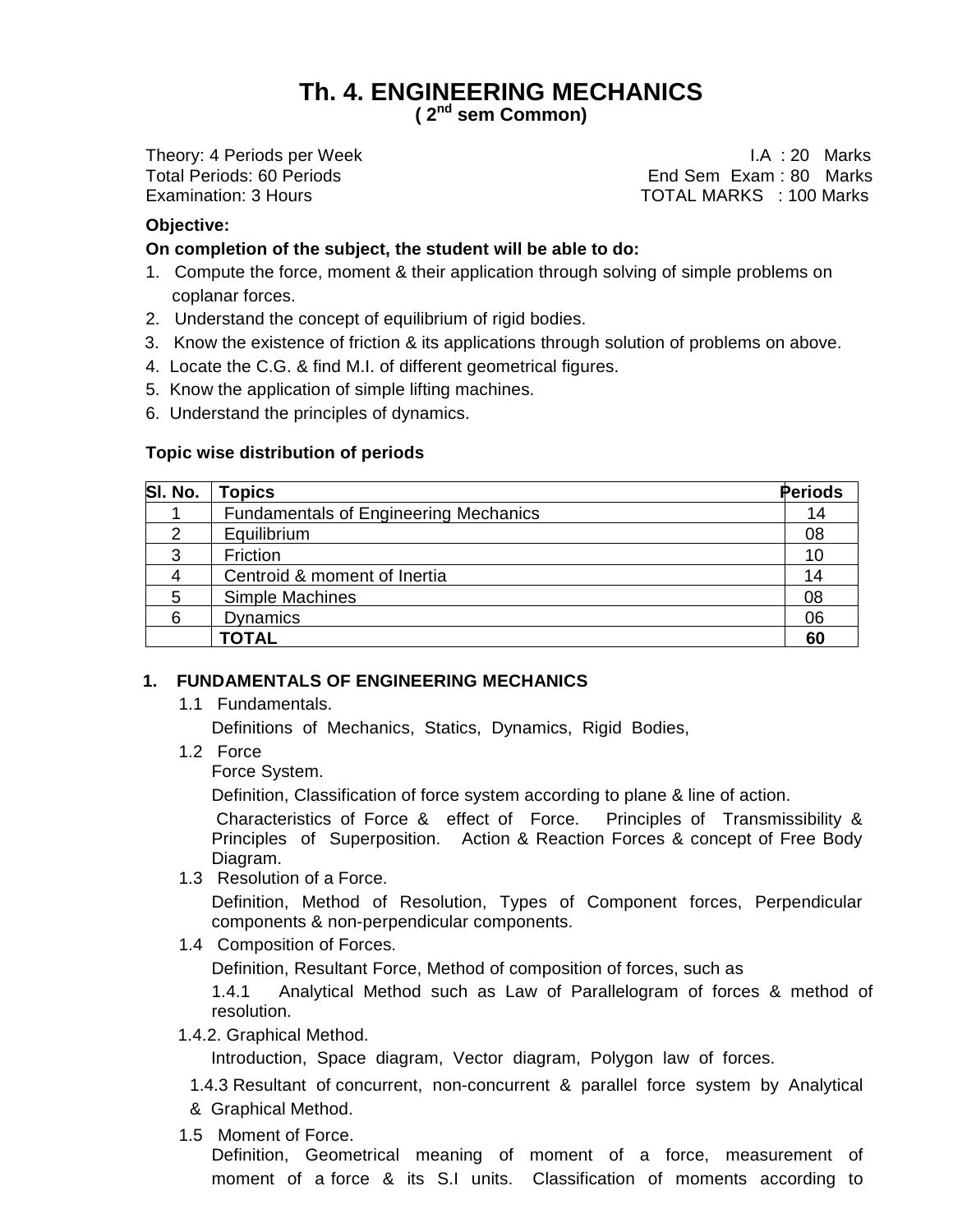# Th. 4. ENGINEERING MECHANICS

**( 2nd sem Common)**

Theory: 4 Periods per Week — I.A : 20 Marks
Total Periods: 60 Periods — End Sem Exam : 80 Marks
Examination: 3 Hours — TOTAL MARKS : 100 Marks

**Objective:**

**On completion of the subject, the student will be able to do:**

1. Compute the force, moment & their application through solving of simple problems on coplanar forces.
2. Understand the concept of equilibrium of rigid bodies.
3. Know the existence of friction & its applications through solution of problems on above.
4. Locate the C.G. & find M.I. of different geometrical figures.
5. Know the application of simple lifting machines.
6. Understand the principles of dynamics.

**Topic wise distribution of periods**

| Sl. No. | Topics | Periods |
|---|---|---|
| 1 | Fundamentals of Engineering Mechanics | 14 |
| 2 | Equilibrium | 08 |
| 3 | Friction | 10 |
| 4 | Centroid & moment of Inertia | 14 |
| 5 | Simple Machines | 08 |
| 6 | Dynamics | 06 |
| | **TOTAL** | **60** |

**1. FUNDAMENTALS OF ENGINEERING MECHANICS**

1.1 Fundamentals.

Definitions of Mechanics, Statics, Dynamics, Rigid Bodies,

1.2 Force

Force System.

Definition, Classification of force system according to plane & line of action.

Characteristics of Force & effect of Force. Principles of Transmissibility & Principles of Superposition. Action & Reaction Forces & concept of Free Body Diagram.

1.3 Resolution of a Force.

Definition, Method of Resolution, Types of Component forces, Perpendicular components & non-perpendicular components.

1.4 Composition of Forces.

Definition, Resultant Force, Method of composition of forces, such as

1.4.1 Analytical Method such as Law of Parallelogram of forces & method of resolution.

1.4.2. Graphical Method.

Introduction, Space diagram, Vector diagram, Polygon law of forces.

1.4.3 Resultant of concurrent, non-concurrent & parallel force system by Analytical & Graphical Method.

1.5 Moment of Force.

Definition, Geometrical meaning of moment of a force, measurement of moment of a force & its S.I units. Classification of moments according to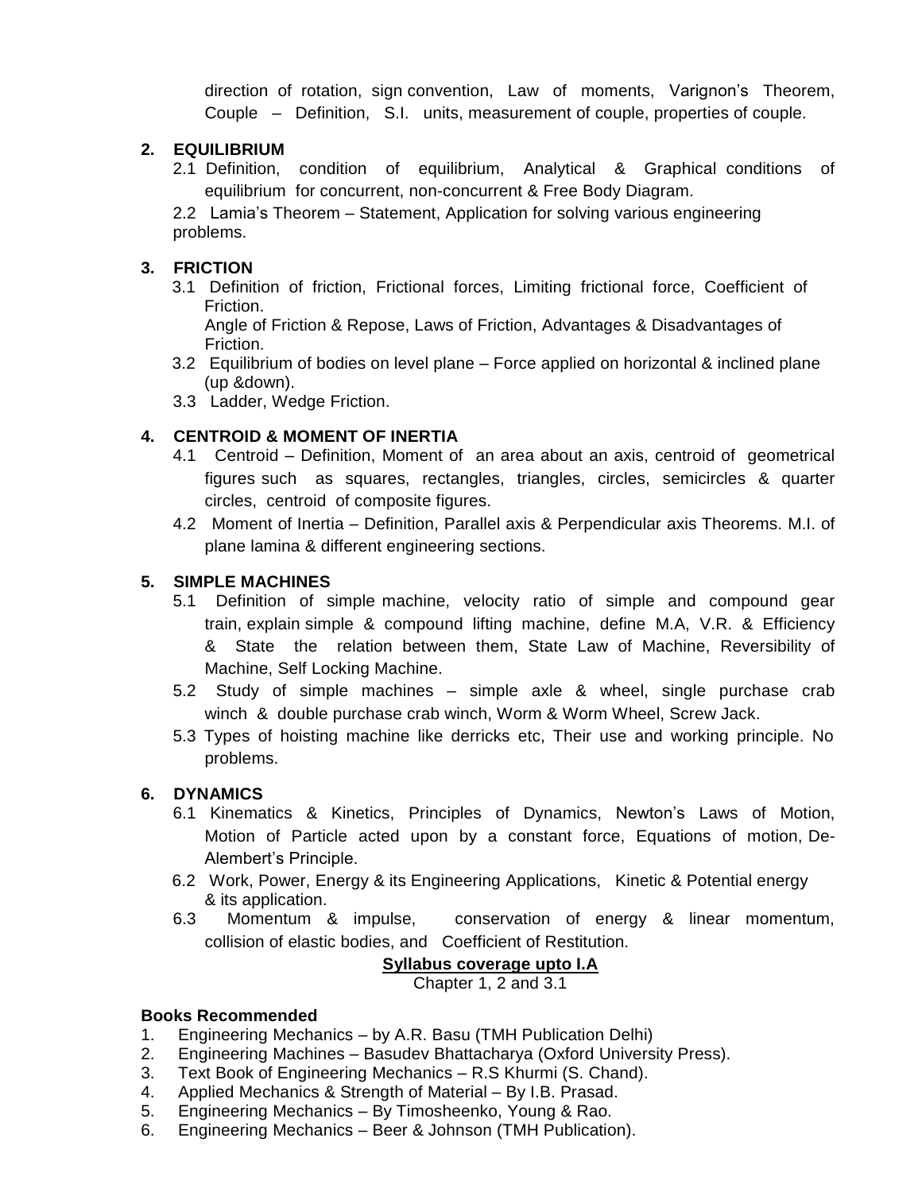direction of rotation, sign convention, Law of moments, Varignon's Theorem, Couple – Definition, S.I. units, measurement of couple, properties of couple.

**2. EQUILIBRIUM**

2.1 Definition, condition of equilibrium, Analytical & Graphical conditions of equilibrium for concurrent, non-concurrent & Free Body Diagram.

2.2 Lamia's Theorem – Statement, Application for solving various engineering problems.

**3. FRICTION**

3.1 Definition of friction, Frictional forces, Limiting frictional force, Coefficient of Friction.
Angle of Friction & Repose, Laws of Friction, Advantages & Disadvantages of Friction.

3.2 Equilibrium of bodies on level plane – Force applied on horizontal & inclined plane (up &down).

3.3 Ladder, Wedge Friction.

**4. CENTROID & MOMENT OF INERTIA**

4.1 Centroid – Definition, Moment of an area about an axis, centroid of geometrical figures such as squares, rectangles, triangles, circles, semicircles & quarter circles, centroid of composite figures.

4.2 Moment of Inertia – Definition, Parallel axis & Perpendicular axis Theorems. M.I. of plane lamina & different engineering sections.

**5. SIMPLE MACHINES**

5.1 Definition of simple machine, velocity ratio of simple and compound gear train, explain simple & compound lifting machine, define M.A, V.R. & Efficiency & State the relation between them, State Law of Machine, Reversibility of Machine, Self Locking Machine.

5.2 Study of simple machines – simple axle & wheel, single purchase crab winch & double purchase crab winch, Worm & Worm Wheel, Screw Jack.

5.3 Types of hoisting machine like derricks etc, Their use and working principle. No problems.

**6. DYNAMICS**

6.1 Kinematics & Kinetics, Principles of Dynamics, Newton's Laws of Motion, Motion of Particle acted upon by a constant force, Equations of motion, De-Alembert's Principle.

6.2 Work, Power, Energy & its Engineering Applications, Kinetic & Potential energy & its application.

6.3 Momentum & impulse, conservation of energy & linear momentum, collision of elastic bodies, and Coefficient of Restitution.

**<u>Syllabus coverage upto I.A</u>**

Chapter 1, 2 and 3.1

**Books Recommended**

1. Engineering Mechanics – by A.R. Basu (TMH Publication Delhi)
2. Engineering Machines – Basudev Bhattacharya (Oxford University Press).
3. Text Book of Engineering Mechanics – R.S Khurmi (S. Chand).
4. Applied Mechanics & Strength of Material – By I.B. Prasad.
5. Engineering Mechanics – By Timosheenko, Young & Rao.
6. Engineering Mechanics – Beer & Johnson (TMH Publication).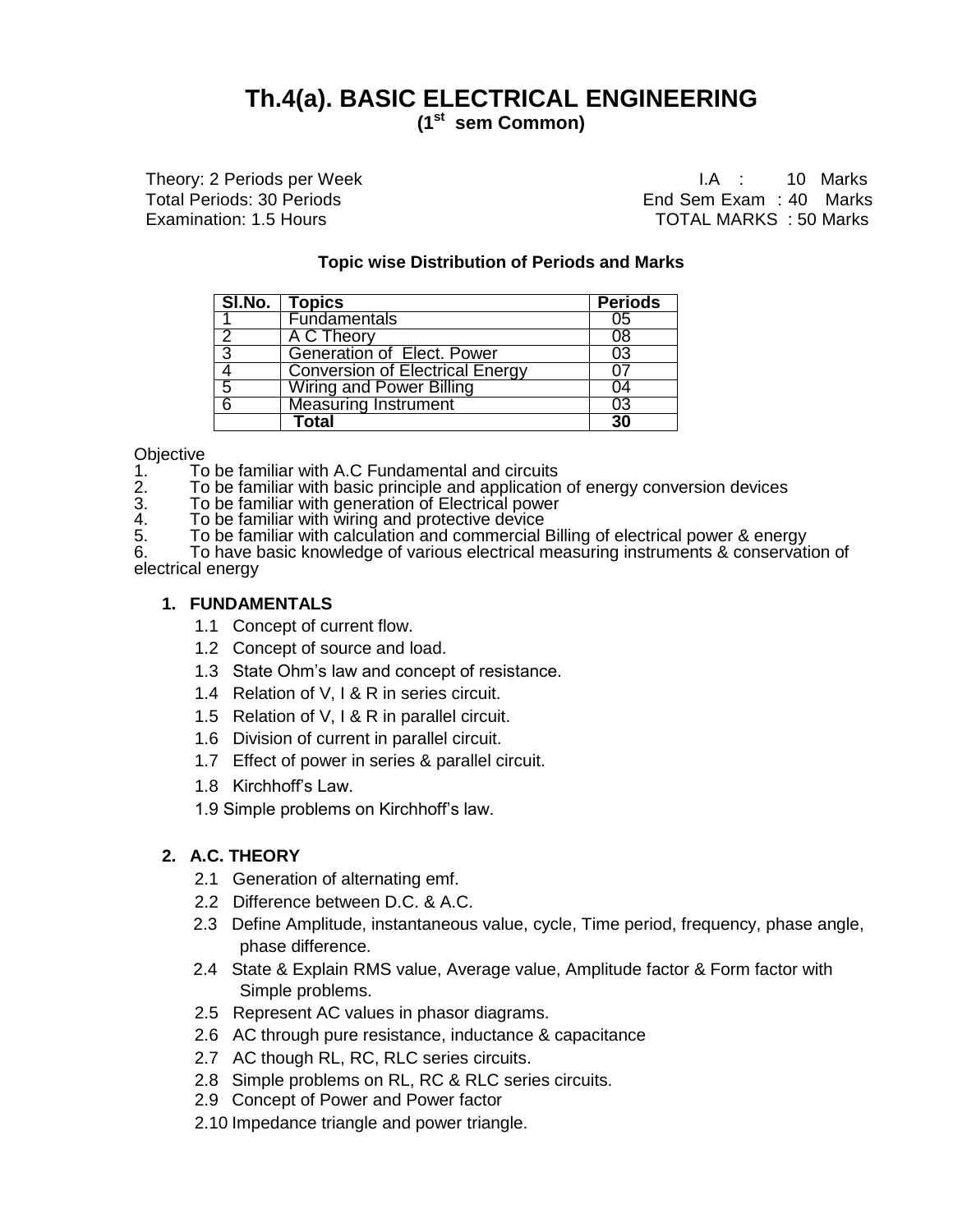# Th.4(a). BASIC ELECTRICAL ENGINEERING

**(1st sem Common)**

Theory: 2 Periods per Week | I.A : 10 Marks
Total Periods: 30 Periods | End Sem Exam : 40 Marks
Examination: 1.5 Hours | TOTAL MARKS : 50 Marks

**Topic wise Distribution of Periods and Marks**

| Sl.No. | Topics | Periods |
|---|---|---|
| 1 | Fundamentals | 05 |
| 2 | A C Theory | 08 |
| 3 | Generation of Elect. Power | 03 |
| 4 | Conversion of Electrical Energy | 07 |
| 5 | Wiring and Power Billing | 04 |
| 6 | Measuring Instrument | 03 |
| | **Total** | **30** |

Objective

1. To be familiar with A.C Fundamental and circuits
2. To be familiar with basic principle and application of energy conversion devices
3. To be familiar with generation of Electrical power
4. To be familiar with wiring and protective device
5. To be familiar with calculation and commercial Billing of electrical power & energy
6. To have basic knowledge of various electrical measuring instruments & conservation of electrical energy

### 1. FUNDAMENTALS

1.1 Concept of current flow.

1.2 Concept of source and load.

1.3 State Ohm's law and concept of resistance.

1.4 Relation of V, I & R in series circuit.

1.5 Relation of V, I & R in parallel circuit.

1.6 Division of current in parallel circuit.

1.7 Effect of power in series & parallel circuit.

1.8 Kirchhoff's Law.

1.9 Simple problems on Kirchhoff's law.

### 2. A.C. THEORY

2.1 Generation of alternating emf.

2.2 Difference between D.C. & A.C.

2.3 Define Amplitude, instantaneous value, cycle, Time period, frequency, phase angle, phase difference.

2.4 State & Explain RMS value, Average value, Amplitude factor & Form factor with Simple problems.

2.5 Represent AC values in phasor diagrams.

2.6 AC through pure resistance, inductance & capacitance

2.7 AC though RL, RC, RLC series circuits.

2.8 Simple problems on RL, RC & RLC series circuits.

2.9 Concept of Power and Power factor

2.10 Impedance triangle and power triangle.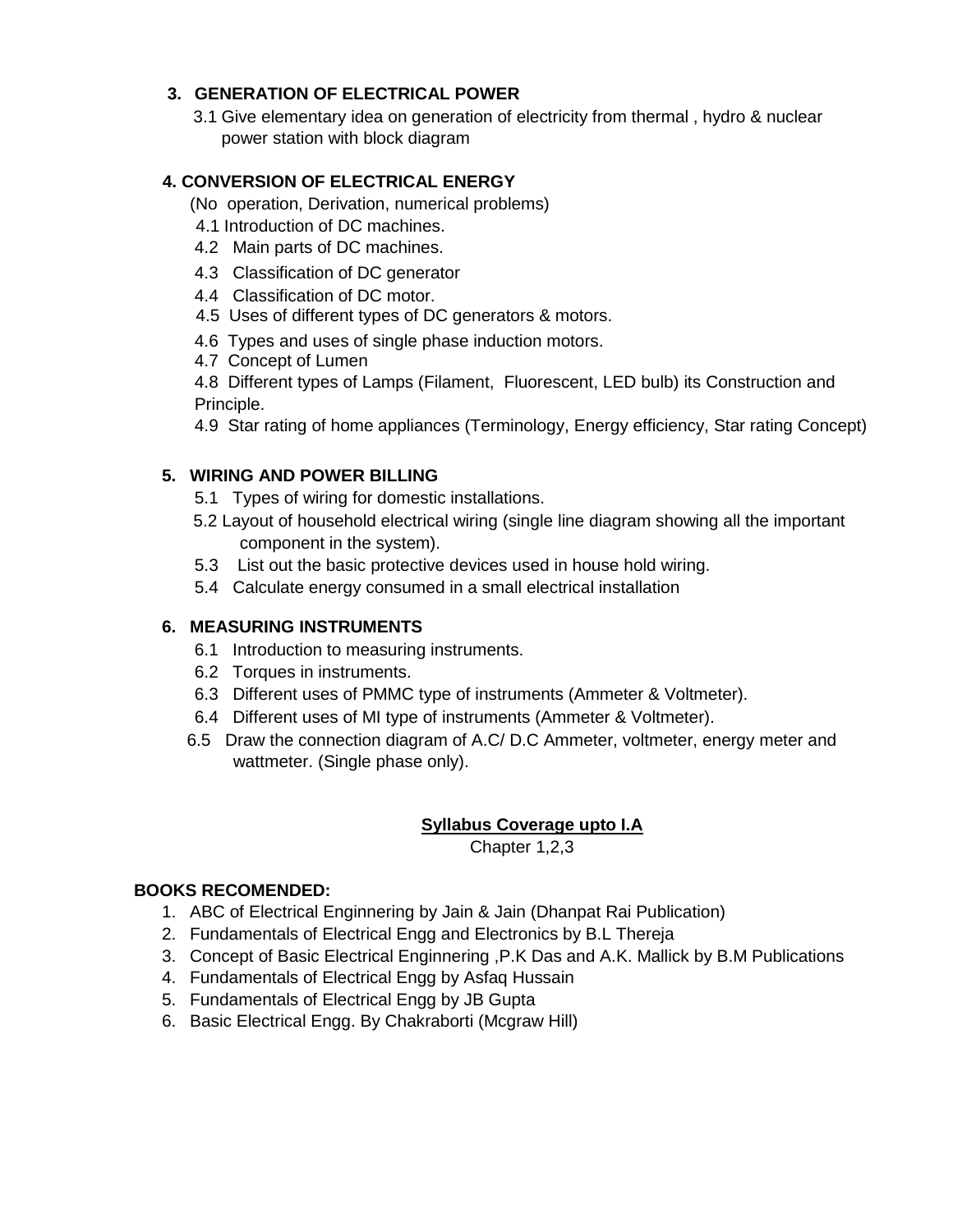### 3. GENERATION OF ELECTRICAL POWER

3.1 Give elementary idea on generation of electricity from thermal , hydro & nuclear power station with block diagram

### 4. CONVERSION OF ELECTRICAL ENERGY

(No operation, Derivation, numerical problems)

4.1 Introduction of DC machines.

4.2 Main parts of DC machines.

4.3 Classification of DC generator

4.4 Classification of DC motor.

4.5 Uses of different types of DC generators & motors.

4.6 Types and uses of single phase induction motors.

4.7 Concept of Lumen

4.8 Different types of Lamps (Filament, Fluorescent, LED bulb) its Construction and Principle.

4.9 Star rating of home appliances (Terminology, Energy efficiency, Star rating Concept)

### 5. WIRING AND POWER BILLING

5.1 Types of wiring for domestic installations.

5.2 Layout of household electrical wiring (single line diagram showing all the important component in the system).

5.3 List out the basic protective devices used in house hold wiring.

5.4 Calculate energy consumed in a small electrical installation

### 6. MEASURING INSTRUMENTS

6.1 Introduction to measuring instruments.

6.2 Torques in instruments.

6.3 Different uses of PMMC type of instruments (Ammeter & Voltmeter).

6.4 Different uses of MI type of instruments (Ammeter & Voltmeter).

6.5 Draw the connection diagram of A.C/ D.C Ammeter, voltmeter, energy meter and wattmeter. (Single phase only).

**Syllabus Coverage upto I.A**

Chapter 1,2,3

**BOOKS RECOMENDED:**

1. ABC of Electrical Enginnering by Jain & Jain (Dhanpat Rai Publication)
2. Fundamentals of Electrical Engg and Electronics by B.L Thereja
3. Concept of Basic Electrical Enginnering ,P.K Das and A.K. Mallick by B.M Publications
4. Fundamentals of Electrical Engg by Asfaq Hussain
5. Fundamentals of Electrical Engg by JB Gupta
6. Basic Electrical Engg. By Chakraborti (Mcgraw Hill)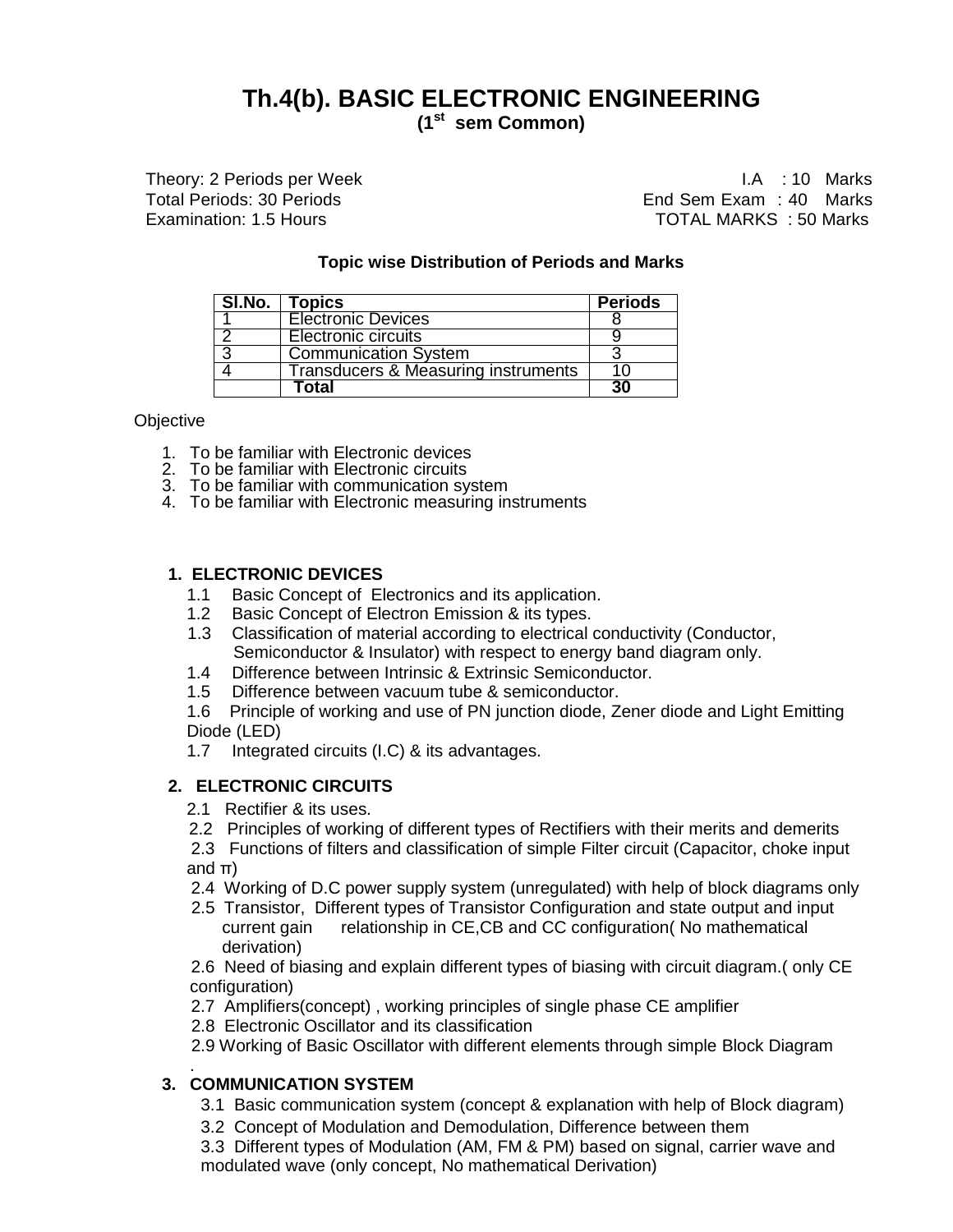# Th.4(b). BASIC ELECTRONIC ENGINEERING

**(1st sem Common)**

Theory: 2 Periods per Week
Total Periods: 30 Periods
Examination: 1.5 Hours

I.A : 10 Marks
End Sem Exam : 40 Marks
TOTAL MARKS : 50 Marks

**Topic wise Distribution of Periods and Marks**

| Sl.No. | Topics | Periods |
|---|---|---|
| 1 | Electronic Devices | 8 |
| 2 | Electronic circuits | 9 |
| 3 | Communication System | 3 |
| 4 | Transducers & Measuring instruments | 10 |
| | **Total** | **30** |

Objective

1. To be familiar with Electronic devices
2. To be familiar with Electronic circuits
3. To be familiar with communication system
4. To be familiar with Electronic measuring instruments

**1. ELECTRONIC DEVICES**

1.1 Basic Concept of Electronics and its application.
1.2 Basic Concept of Electron Emission & its types.
1.3 Classification of material according to electrical conductivity (Conductor, Semiconductor & Insulator) with respect to energy band diagram only.
1.4 Difference between Intrinsic & Extrinsic Semiconductor.
1.5 Difference between vacuum tube & semiconductor.
1.6 Principle of working and use of PN junction diode, Zener diode and Light Emitting Diode (LED)
1.7 Integrated circuits (I.C) & its advantages.

**2. ELECTRONIC CIRCUITS**

2.1 Rectifier & its uses.
2.2 Principles of working of different types of Rectifiers with their merits and demerits
2.3 Functions of filters and classification of simple Filter circuit (Capacitor, choke input and π)
2.4 Working of D.C power supply system (unregulated) with help of block diagrams only
2.5 Transistor, Different types of Transistor Configuration and state output and input current gain relationship in CE,CB and CC configuration( No mathematical derivation)
2.6 Need of biasing and explain different types of biasing with circuit diagram.( only CE configuration)
2.7 Amplifiers(concept) , working principles of single phase CE amplifier
2.8 Electronic Oscillator and its classification
2.9 Working of Basic Oscillator with different elements through simple Block Diagram
.

**3. COMMUNICATION SYSTEM**

3.1 Basic communication system (concept & explanation with help of Block diagram)
3.2 Concept of Modulation and Demodulation, Difference between them
3.3 Different types of Modulation (AM, FM & PM) based on signal, carrier wave and modulated wave (only concept, No mathematical Derivation)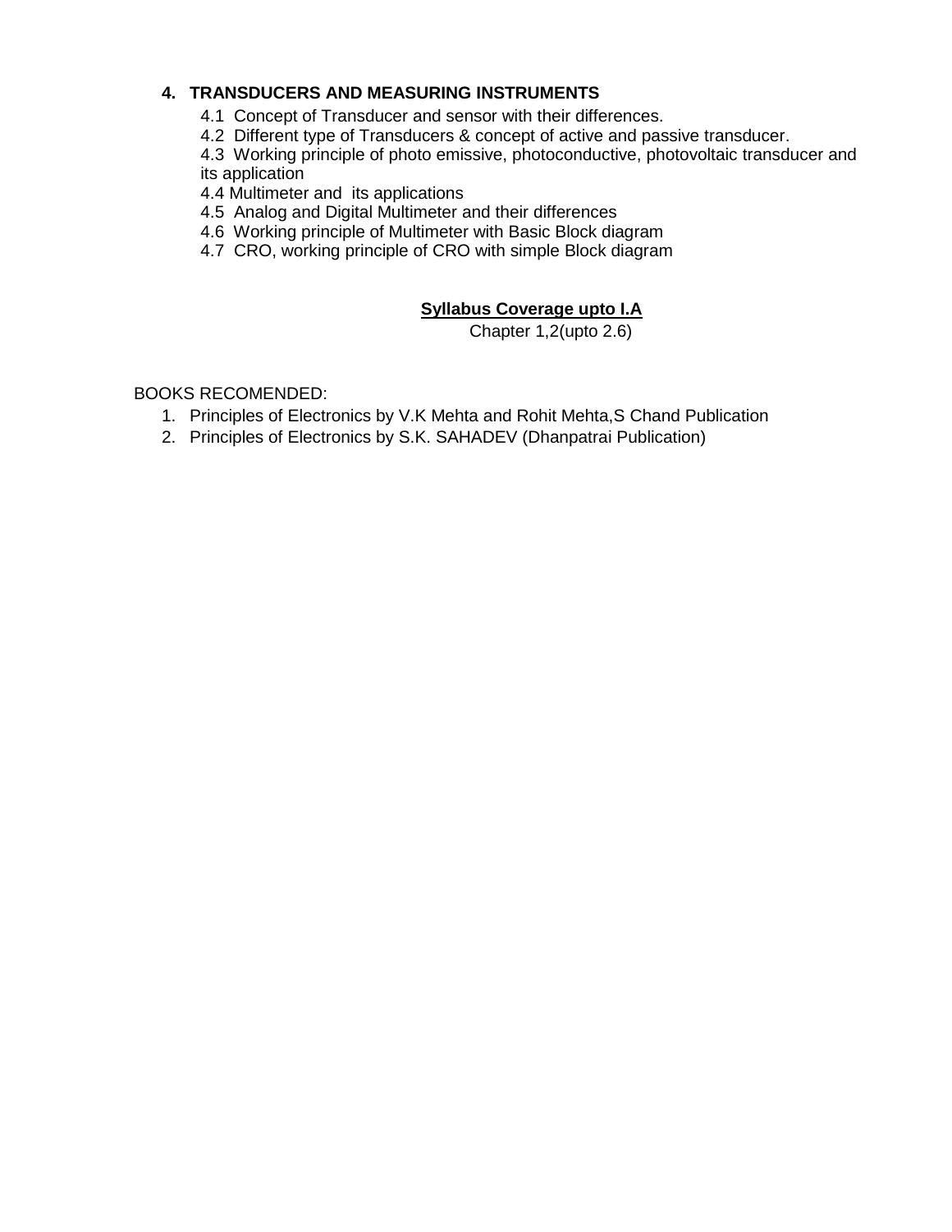### 4. TRANSDUCERS AND MEASURING INSTRUMENTS

4.1 Concept of Transducer and sensor with their differences.

4.2 Different type of Transducers & concept of active and passive transducer.

4.3 Working principle of photo emissive, photoconductive, photovoltaic transducer and its application

4.4 Multimeter and its applications

4.5 Analog and Digital Multimeter and their differences

4.6 Working principle of Multimeter with Basic Block diagram

4.7 CRO, working principle of CRO with simple Block diagram

**Syllabus Coverage upto I.A**

Chapter 1,2(upto 2.6)

BOOKS RECOMENDED:

1. Principles of Electronics by V.K Mehta and Rohit Mehta,S Chand Publication
2. Principles of Electronics by S.K. SAHADEV (Dhanpatrai Publication)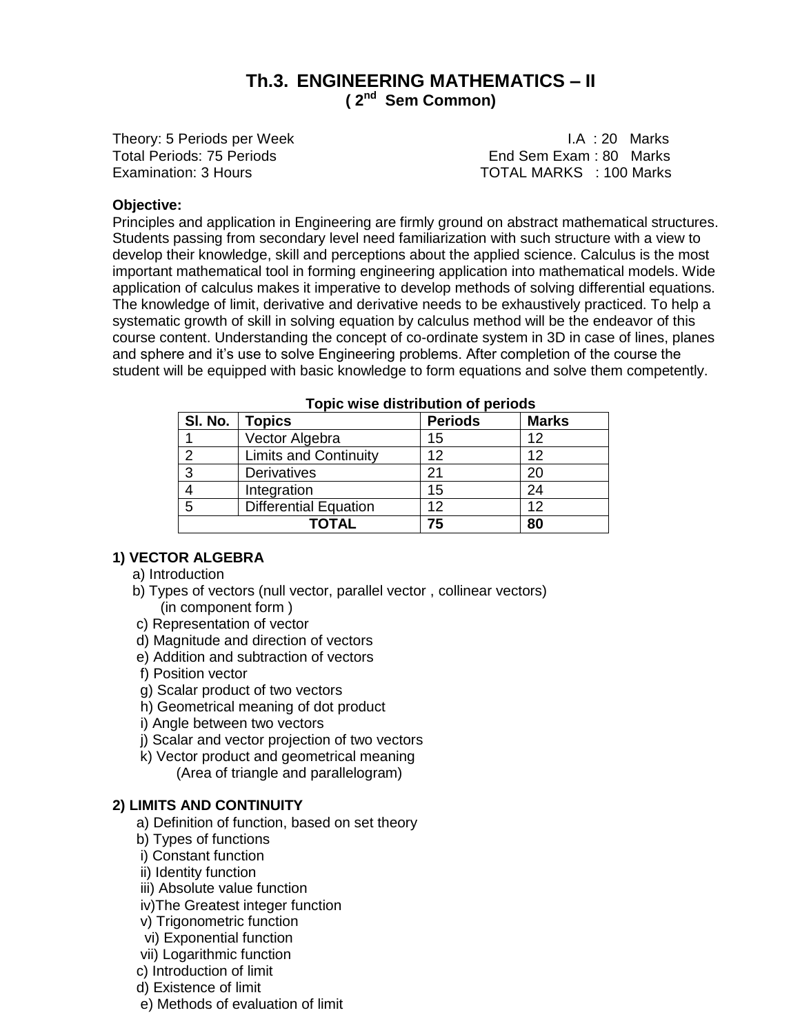# Th.3. ENGINEERING MATHEMATICS – II

**( $2^{nd}$ Sem Common)**

Theory: 5 Periods per Week | I.A : 20 Marks
Total Periods: 75 Periods | End Sem Exam : 80 Marks
Examination: 3 Hours | TOTAL MARKS : 100 Marks

**Objective:**

Principles and application in Engineering are firmly ground on abstract mathematical structures. Students passing from secondary level need familiarization with such structure with a view to develop their knowledge, skill and perceptions about the applied science. Calculus is the most important mathematical tool in forming engineering application into mathematical models. Wide application of calculus makes it imperative to develop methods of solving differential equations. The knowledge of limit, derivative and derivative needs to be exhaustively practiced. To help a systematic growth of skill in solving equation by calculus method will be the endeavor of this course content. Understanding the concept of co-ordinate system in 3D in case of lines, planes and sphere and it's use to solve Engineering problems. After completion of the course the student will be equipped with basic knowledge to form equations and solve them competently.

**Topic wise distribution of periods**

| Sl. No. | Topics | Periods | Marks |
|---|---|---|---|
| 1 | Vector Algebra | 15 | 12 |
| 2 | Limits and Continuity | 12 | 12 |
| 3 | Derivatives | 21 | 20 |
| 4 | Integration | 15 | 24 |
| 5 | Differential Equation | 12 | 12 |
| **TOTAL** | | **75** | **80** |

**1) VECTOR ALGEBRA**

a) Introduction
b) Types of vectors (null vector, parallel vector , collinear vectors) (in component form )
c) Representation of vector
d) Magnitude and direction of vectors
e) Addition and subtraction of vectors
f) Position vector
g) Scalar product of two vectors
h) Geometrical meaning of dot product
i) Angle between two vectors
j) Scalar and vector projection of two vectors
k) Vector product and geometrical meaning (Area of triangle and parallelogram)

**2) LIMITS AND CONTINUITY**

a) Definition of function, based on set theory
b) Types of functions
i) Constant function
ii) Identity function
iii) Absolute value function
iv)The Greatest integer function
v) Trigonometric function
vi) Exponential function
vii) Logarithmic function
c) Introduction of limit
d) Existence of limit
e) Methods of evaluation of limit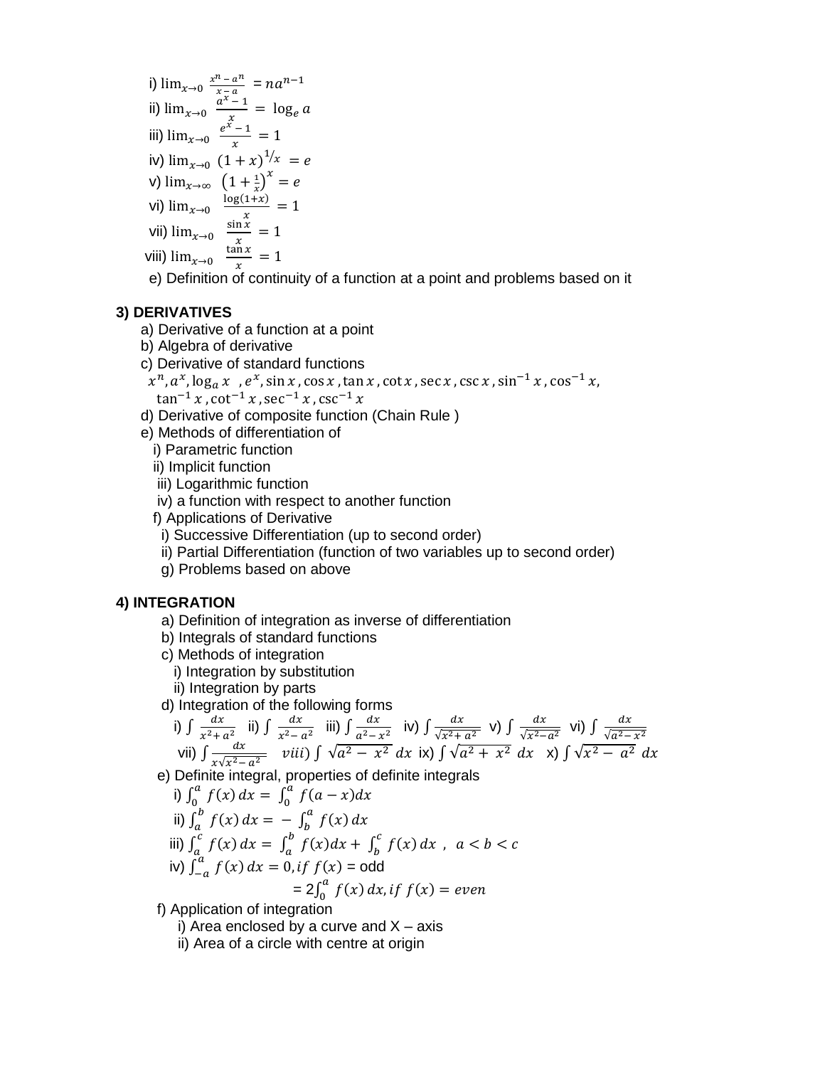i) $\lim_{x \to 0} \frac{x^n - a^n}{x - a} = na^{n-1}$

ii) $\lim_{x \to 0} \frac{a^x - 1}{x} = \log_e a$

iii) $\lim_{x \to 0} \frac{e^x - 1}{x} = 1$

iv) $\lim_{x \to 0} (1 + x)^{1/x} = e$

v) $\lim_{x \to \infty} \left(1 + \frac{1}{x}\right)^x = e$

vi) $\lim_{x \to 0} \frac{\log(1+x)}{x} = 1$

vii) $\lim_{x \to 0} \frac{\sin x}{x} = 1$

viii) $\lim_{x \to 0} \frac{\tan x}{x} = 1$

e) Definition of continuity of a function at a point and problems based on it

**3) DERIVATIVES**

a) Derivative of a function at a point

b) Algebra of derivative

c) Derivative of standard functions

$x^n, a^x, \log_a x$ , $e^x, \sin x, \cos x, \tan x, \cot x, \sec x, \csc x, \sin^{-1} x, \cos^{-1} x,$
$\tan^{-1} x, \cot^{-1} x, \sec^{-1} x, \csc^{-1} x$

d) Derivative of composite function (Chain Rule )

e) Methods of differentiation of

i) Parametric function

ii) Implicit function

iii) Logarithmic function

iv) a function with respect to another function

f) Applications of Derivative

i) Successive Differentiation (up to second order)

ii) Partial Differentiation (function of two variables up to second order)

g) Problems based on above

**4) INTEGRATION**

a) Definition of integration as inverse of differentiation

b) Integrals of standard functions

c) Methods of integration

i) Integration by substitution

ii) Integration by parts

d) Integration of the following forms

i) $\int \frac{dx}{x^2 + a^2}$ ii) $\int \frac{dx}{x^2 - a^2}$ iii) $\int \frac{dx}{a^2 - x^2}$ iv) $\int \frac{dx}{\sqrt{x^2 + a^2}}$ v) $\int \frac{dx}{\sqrt{x^2 - a^2}}$ vi) $\int \frac{dx}{\sqrt{a^2 - x^2}}$

vii) $\int \frac{dx}{x\sqrt{x^2 - a^2}}$ $viii)$ $\int \sqrt{a^2 - x^2}\, dx$ ix) $\int \sqrt{a^2 + x^2}\, dx$ x) $\int \sqrt{x^2 - a^2}\, dx$

e) Definite integral, properties of definite integrals

i) $\int_0^a f(x)\, dx = \int_0^a f(a - x) dx$

ii) $\int_a^b f(x)\, dx = -\int_b^a f(x)\, dx$

iii) $\int_a^c f(x)\, dx = \int_a^b f(x) dx + \int_b^c f(x)\, dx$ , $a < b < c$

iv) $\int_{-a}^a f(x)\, dx = 0, if\ f(x)$ = odd

$= 2\int_0^a f(x)\, dx, if\ f(x) = even$

f) Application of integration

i) Area enclosed by a curve and X – axis

ii) Area of a circle with centre at origin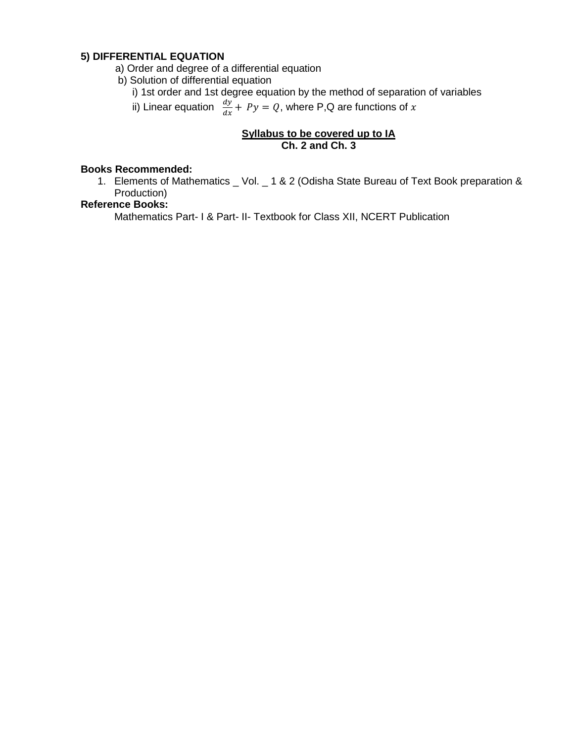**5) DIFFERENTIAL EQUATION**

a) Order and degree of a differential equation

b) Solution of differential equation

i) 1st order and 1st degree equation by the method of separation of variables

ii) Linear equation $\frac{dy}{dx} + Py = Q$, where P,Q are functions of $x$

**<u>Syllabus to be covered up to IA</u>**
**Ch. 2 and Ch. 3**

**Books Recommended:**

1. Elements of Mathematics _ Vol. _ 1 & 2 (Odisha State Bureau of Text Book preparation & Production)

**Reference Books:**

Mathematics Part- I & Part- II- Textbook for Class XII, NCERT Publication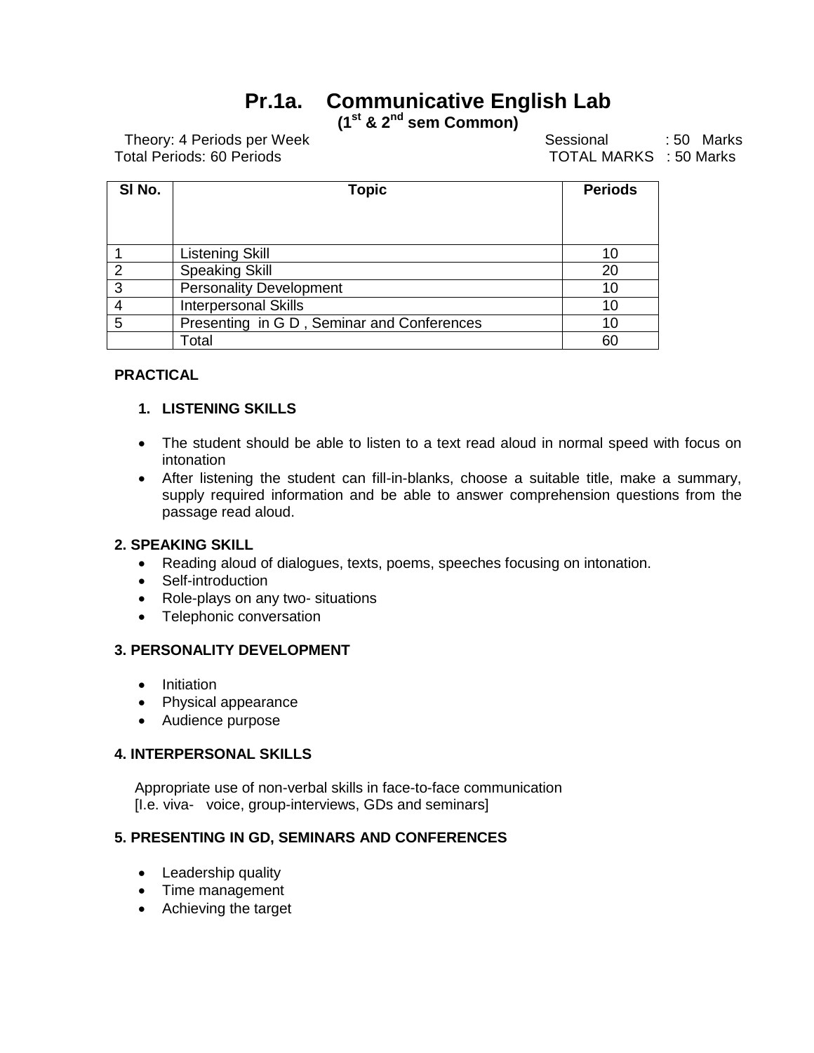# Pr.1a. Communicative English Lab

**($1^{st}$ & $2^{nd}$ sem Common)**

Theory: 4 Periods per Week | Sessional : 50 Marks
Total Periods: 60 Periods | TOTAL MARKS : 50 Marks

| Sl No. | Topic | Periods |
|---|---|---|
| 1 | Listening Skill | 10 |
| 2 | Speaking Skill | 20 |
| 3 | Personality Development | 10 |
| 4 | Interpersonal Skills | 10 |
| 5 | Presenting in G D , Seminar and Conferences | 10 |
| | Total | 60 |

**PRACTICAL**

**1. LISTENING SKILLS**

- The student should be able to listen to a text read aloud in normal speed with focus on intonation
- After listening the student can fill-in-blanks, choose a suitable title, make a summary, supply required information and be able to answer comprehension questions from the passage read aloud.

**2. SPEAKING SKILL**

- Reading aloud of dialogues, texts, poems, speeches focusing on intonation.
- Self-introduction
- Role-plays on any two- situations
- Telephonic conversation

**3. PERSONALITY DEVELOPMENT**

- Initiation
- Physical appearance
- Audience purpose

**4. INTERPERSONAL SKILLS**

Appropriate use of non-verbal skills in face-to-face communication
[I.e. viva- voice, group-interviews, GDs and seminars]

**5. PRESENTING IN GD, SEMINARS AND CONFERENCES**

- Leadership quality
- Time management
- Achieving the target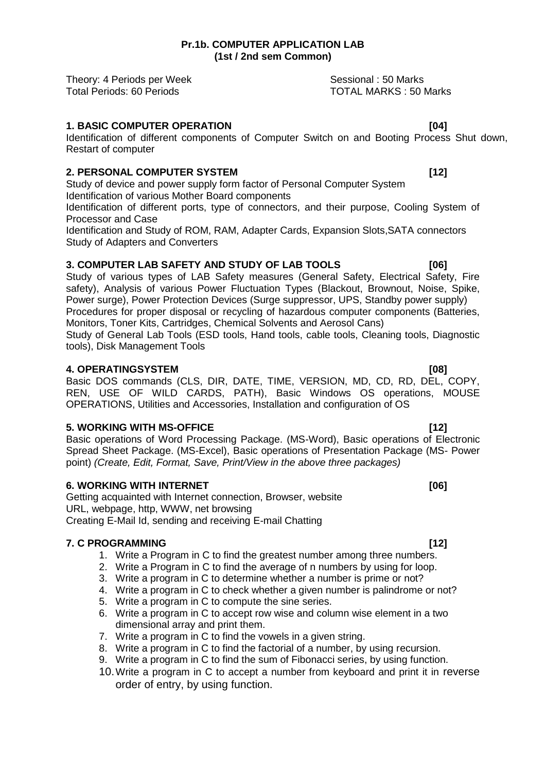**Pr.1b. COMPUTER APPLICATION LAB**
**(1st / 2nd sem Common)**

Theory: 4 Periods per Week — Sessional : 50 Marks
Total Periods: 60 Periods — TOTAL MARKS : 50 Marks

### 1. BASIC COMPUTER OPERATION [04]

Identification of different components of Computer Switch on and Booting Process Shut down, Restart of computer

### 2. PERSONAL COMPUTER SYSTEM [12]

Study of device and power supply form factor of Personal Computer System
Identification of various Mother Board components
Identification of different ports, type of connectors, and their purpose, Cooling System of Processor and Case
Identification and Study of ROM, RAM, Adapter Cards, Expansion Slots,SATA connectors
Study of Adapters and Converters

### 3. COMPUTER LAB SAFETY AND STUDY OF LAB TOOLS [06]

Study of various types of LAB Safety measures (General Safety, Electrical Safety, Fire safety), Analysis of various Power Fluctuation Types (Blackout, Brownout, Noise, Spike, Power surge), Power Protection Devices (Surge suppressor, UPS, Standby power supply)
Procedures for proper disposal or recycling of hazardous computer components (Batteries, Monitors, Toner Kits, Cartridges, Chemical Solvents and Aerosol Cans)
Study of General Lab Tools (ESD tools, Hand tools, cable tools, Cleaning tools, Diagnostic tools), Disk Management Tools

### 4. OPERATINGSYSTEM [08]

Basic DOS commands (CLS, DIR, DATE, TIME, VERSION, MD, CD, RD, DEL, COPY, REN, USE OF WILD CARDS, PATH), Basic Windows OS operations, MOUSE OPERATIONS, Utilities and Accessories, Installation and configuration of OS

### 5. WORKING WITH MS-OFFICE [12]

Basic operations of Word Processing Package. (MS-Word), Basic operations of Electronic Spread Sheet Package. (MS-Excel), Basic operations of Presentation Package (MS- Power point) *(Create, Edit, Format, Save, Print/View in the above three packages)*

### 6. WORKING WITH INTERNET [06]

Getting acquainted with Internet connection, Browser, website
URL, webpage, http, WWW, net browsing
Creating E-Mail Id, sending and receiving E-mail Chatting

### 7. C PROGRAMMING [12]

1. Write a Program in C to find the greatest number among three numbers.
2. Write a Program in C to find the average of n numbers by using for loop.
3. Write a program in C to determine whether a number is prime or not?
4. Write a program in C to check whether a given number is palindrome or not?
5. Write a program in C to compute the sine series.
6. Write a program in C to accept row wise and column wise element in a two dimensional array and print them.
7. Write a program in C to find the vowels in a given string.
8. Write a program in C to find the factorial of a number, by using recursion.
9. Write a program in C to find the sum of Fibonacci series, by using function.
10. Write a program in C to accept a number from keyboard and print it in reverse order of entry, by using function.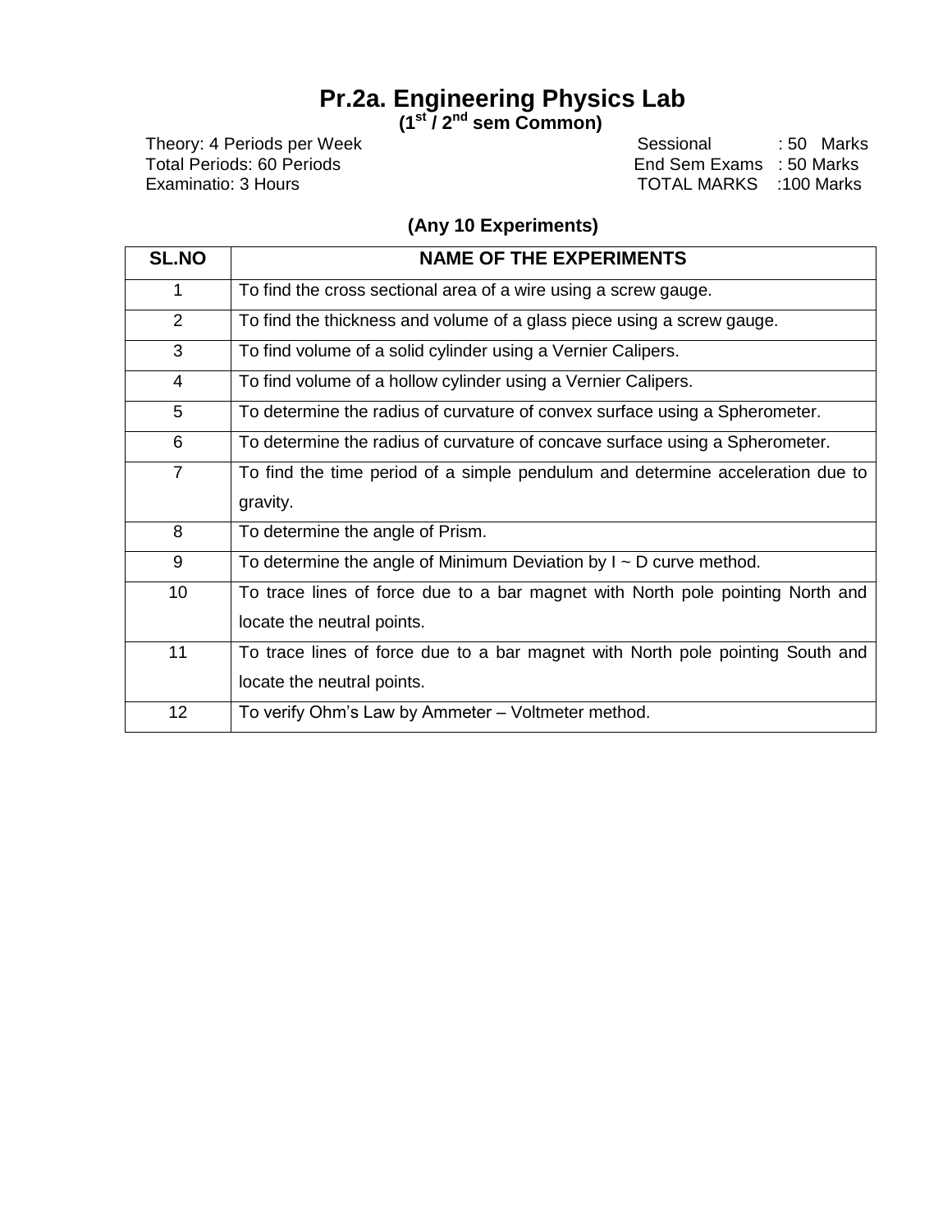# Pr.2a. Engineering Physics Lab

**($1^{st}$ / $2^{nd}$ sem Common)**

Theory: 4 Periods per Week  
Total Periods: 60 Periods  
Examinatio: 3 Hours

Sessional : 50 Marks  
End Sem Exams : 50 Marks  
TOTAL MARKS :100 Marks

**(Any 10 Experiments)**

| SL.NO | NAME OF THE EXPERIMENTS |
|---|---|
| 1 | To find the cross sectional area of a wire using a screw gauge. |
| 2 | To find the thickness and volume of a glass piece using a screw gauge. |
| 3 | To find volume of a solid cylinder using a Vernier Calipers. |
| 4 | To find volume of a hollow cylinder using a Vernier Calipers. |
| 5 | To determine the radius of curvature of convex surface using a Spherometer. |
| 6 | To determine the radius of curvature of concave surface using a Spherometer. |
| 7 | To find the time period of a simple pendulum and determine acceleration due to gravity. |
| 8 | To determine the angle of Prism. |
| 9 | To determine the angle of Minimum Deviation by I ~ D curve method. |
| 10 | To trace lines of force due to a bar magnet with North pole pointing North and locate the neutral points. |
| 11 | To trace lines of force due to a bar magnet with North pole pointing South and locate the neutral points. |
| 12 | To verify Ohm's Law by Ammeter – Voltmeter method. |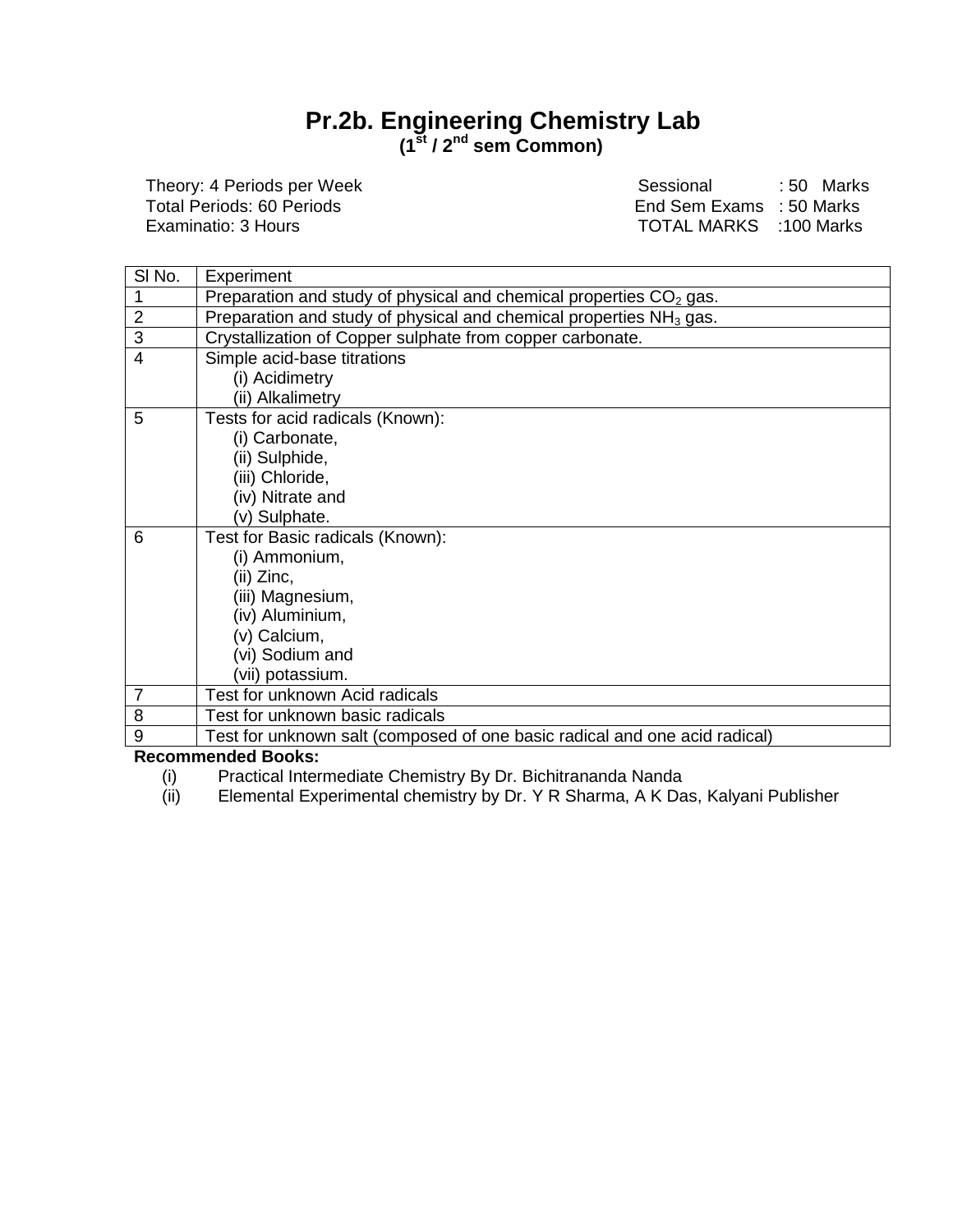# Pr.2b. Engineering Chemistry Lab

**($1^{st}$ / $2^{nd}$ sem Common)**

Theory: 4 Periods per Week
Total Periods: 60 Periods
Examinatio: 3 Hours

Sessional : 50 Marks
End Sem Exams : 50 Marks
TOTAL MARKS :100 Marks

| Sl No. | Experiment |
|---|---|
| 1 | Preparation and study of physical and chemical properties $CO_2$ gas. |
| 2 | Preparation and study of physical and chemical properties $NH_3$ gas. |
| 3 | Crystallization of Copper sulphate from copper carbonate. |
| 4 | Simple acid-base titrations<br>(i) Acidimetry<br>(ii) Alkalimetry |
| 5 | Tests for acid radicals (Known):<br>(i) Carbonate,<br>(ii) Sulphide,<br>(iii) Chloride,<br>(iv) Nitrate and<br>(v) Sulphate. |
| 6 | Test for Basic radicals (Known):<br>(i) Ammonium,<br>(ii) Zinc,<br>(iii) Magnesium,<br>(iv) Aluminium,<br>(v) Calcium,<br>(vi) Sodium and<br>(vii) potassium. |
| 7 | Test for unknown Acid radicals |
| 8 | Test for unknown basic radicals |
| 9 | Test for unknown salt (composed of one basic radical and one acid radical) |

**Recommended Books:**

(i) Practical Intermediate Chemistry By Dr. Bichitrananda Nanda

(ii) Elemental Experimental chemistry by Dr. Y R Sharma, A K Das, Kalyani Publisher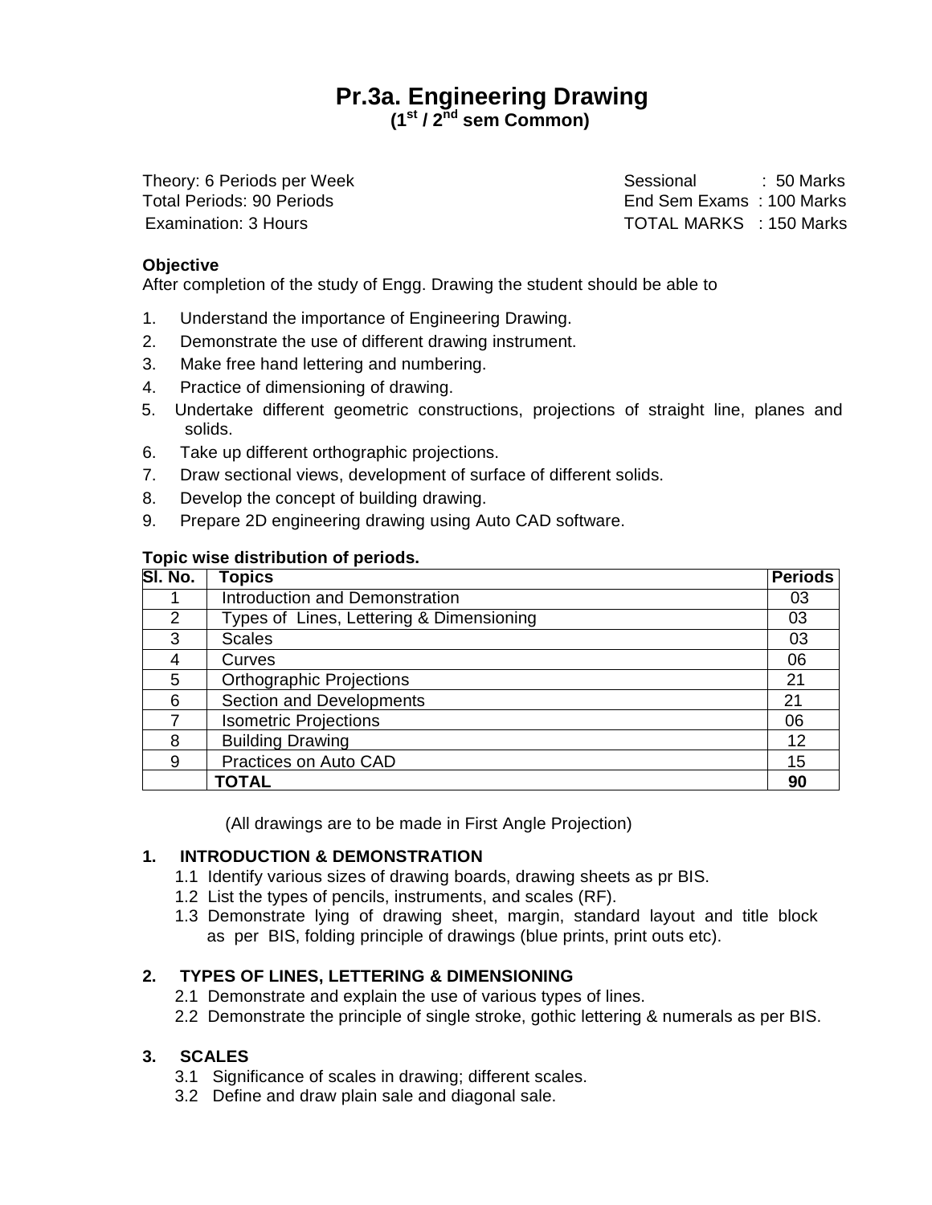# Pr.3a. Engineering Drawing

**(1st / 2nd sem Common)**

Theory: 6 Periods per Week
Total Periods: 90 Periods
Examination: 3 Hours

Sessional : 50 Marks
End Sem Exams : 100 Marks
TOTAL MARKS : 150 Marks

**Objective**

After completion of the study of Engg. Drawing the student should be able to

1. Understand the importance of Engineering Drawing.
2. Demonstrate the use of different drawing instrument.
3. Make free hand lettering and numbering.
4. Practice of dimensioning of drawing.
5. Undertake different geometric constructions, projections of straight line, planes and solids.
6. Take up different orthographic projections.
7. Draw sectional views, development of surface of different solids.
8. Develop the concept of building drawing.
9. Prepare 2D engineering drawing using Auto CAD software.

**Topic wise distribution of periods.**

| Sl. No. | Topics | Periods |
|---|---|---|
| 1 | Introduction and Demonstration | 03 |
| 2 | Types of Lines, Lettering & Dimensioning | 03 |
| 3 | Scales | 03 |
| 4 | Curves | 06 |
| 5 | Orthographic Projections | 21 |
| 6 | Section and Developments | 21 |
| 7 | Isometric Projections | 06 |
| 8 | Building Drawing | 12 |
| 9 | Practices on Auto CAD | 15 |
| | **TOTAL** | **90** |

(All drawings are to be made in First Angle Projection)

## 1. INTRODUCTION & DEMONSTRATION

1.1 Identify various sizes of drawing boards, drawing sheets as pr BIS.
1.2 List the types of pencils, instruments, and scales (RF).
1.3 Demonstrate lying of drawing sheet, margin, standard layout and title block as per BIS, folding principle of drawings (blue prints, print outs etc).

## 2. TYPES OF LINES, LETTERING & DIMENSIONING

2.1 Demonstrate and explain the use of various types of lines.
2.2 Demonstrate the principle of single stroke, gothic lettering & numerals as per BIS.

## 3. SCALES

3.1 Significance of scales in drawing; different scales.
3.2 Define and draw plain sale and diagonal sale.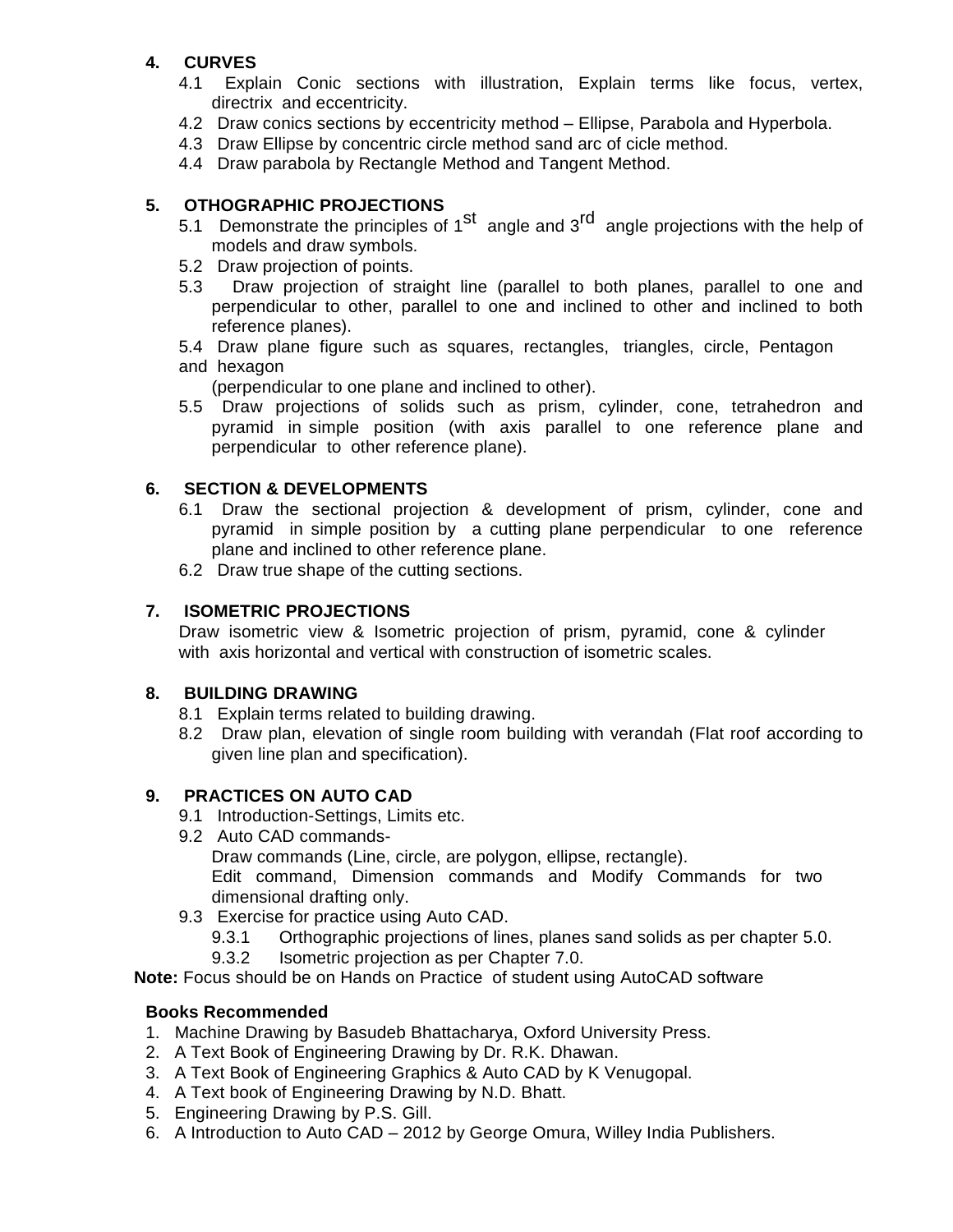**4. CURVES**

4.1 Explain Conic sections with illustration, Explain terms like focus, vertex, directrix and eccentricity.

4.2 Draw conics sections by eccentricity method – Ellipse, Parabola and Hyperbola.

4.3 Draw Ellipse by concentric circle method sand arc of cicle method.

4.4 Draw parabola by Rectangle Method and Tangent Method.

**5. OTHOGRAPHIC PROJECTIONS**

5.1 Demonstrate the principles of 1st angle and 3rd angle projections with the help of models and draw symbols.

5.2 Draw projection of points.

5.3 Draw projection of straight line (parallel to both planes, parallel to one and perpendicular to other, parallel to one and inclined to other and inclined to both reference planes).

5.4 Draw plane figure such as squares, rectangles, triangles, circle, Pentagon and hexagon (perpendicular to one plane and inclined to other).

5.5 Draw projections of solids such as prism, cylinder, cone, tetrahedron and pyramid in simple position (with axis parallel to one reference plane and perpendicular to other reference plane).

**6. SECTION & DEVELOPMENTS**

6.1 Draw the sectional projection & development of prism, cylinder, cone and pyramid in simple position by a cutting plane perpendicular to one reference plane and inclined to other reference plane.

6.2 Draw true shape of the cutting sections.

**7. ISOMETRIC PROJECTIONS**

Draw isometric view & Isometric projection of prism, pyramid, cone & cylinder with axis horizontal and vertical with construction of isometric scales.

**8. BUILDING DRAWING**

8.1 Explain terms related to building drawing.

8.2 Draw plan, elevation of single room building with verandah (Flat roof according to given line plan and specification).

**9. PRACTICES ON AUTO CAD**

9.1 Introduction-Settings, Limits etc.

9.2 Auto CAD commands-

Draw commands (Line, circle, are polygon, ellipse, rectangle).

Edit command, Dimension commands and Modify Commands for two dimensional drafting only.

9.3 Exercise for practice using Auto CAD.

9.3.1 Orthographic projections of lines, planes sand solids as per chapter 5.0.

9.3.2 Isometric projection as per Chapter 7.0.

**Note:** Focus should be on Hands on Practice of student using AutoCAD software

**Books Recommended**

1. Machine Drawing by Basudeb Bhattacharya, Oxford University Press.
2. A Text Book of Engineering Drawing by Dr. R.K. Dhawan.
3. A Text Book of Engineering Graphics & Auto CAD by K Venugopal.
4. A Text book of Engineering Drawing by N.D. Bhatt.
5. Engineering Drawing by P.S. Gill.
6. A Introduction to Auto CAD – 2012 by George Omura, Willey India Publishers.